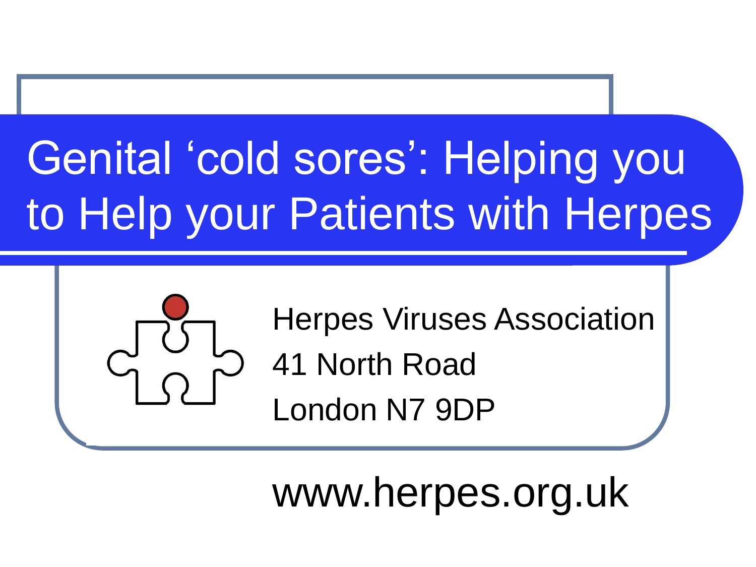# Genital 'cold sores': Helping you to Help your Patients with Herpes

Herpes Viruses Association
41 North Road
London N7 9DP

www.herpes.org.uk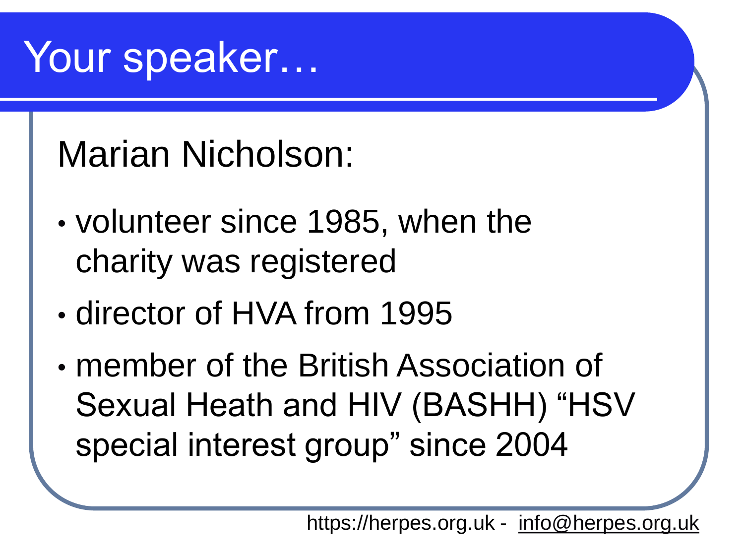# Your speaker…

Marian Nicholson:

- volunteer since 1985, when the charity was registered
- director of HVA from 1995
- member of the British Association of Sexual Heath and HIV (BASHH) "HSV special interest group" since 2004

https://herpes.org.uk - info@herpes.org.uk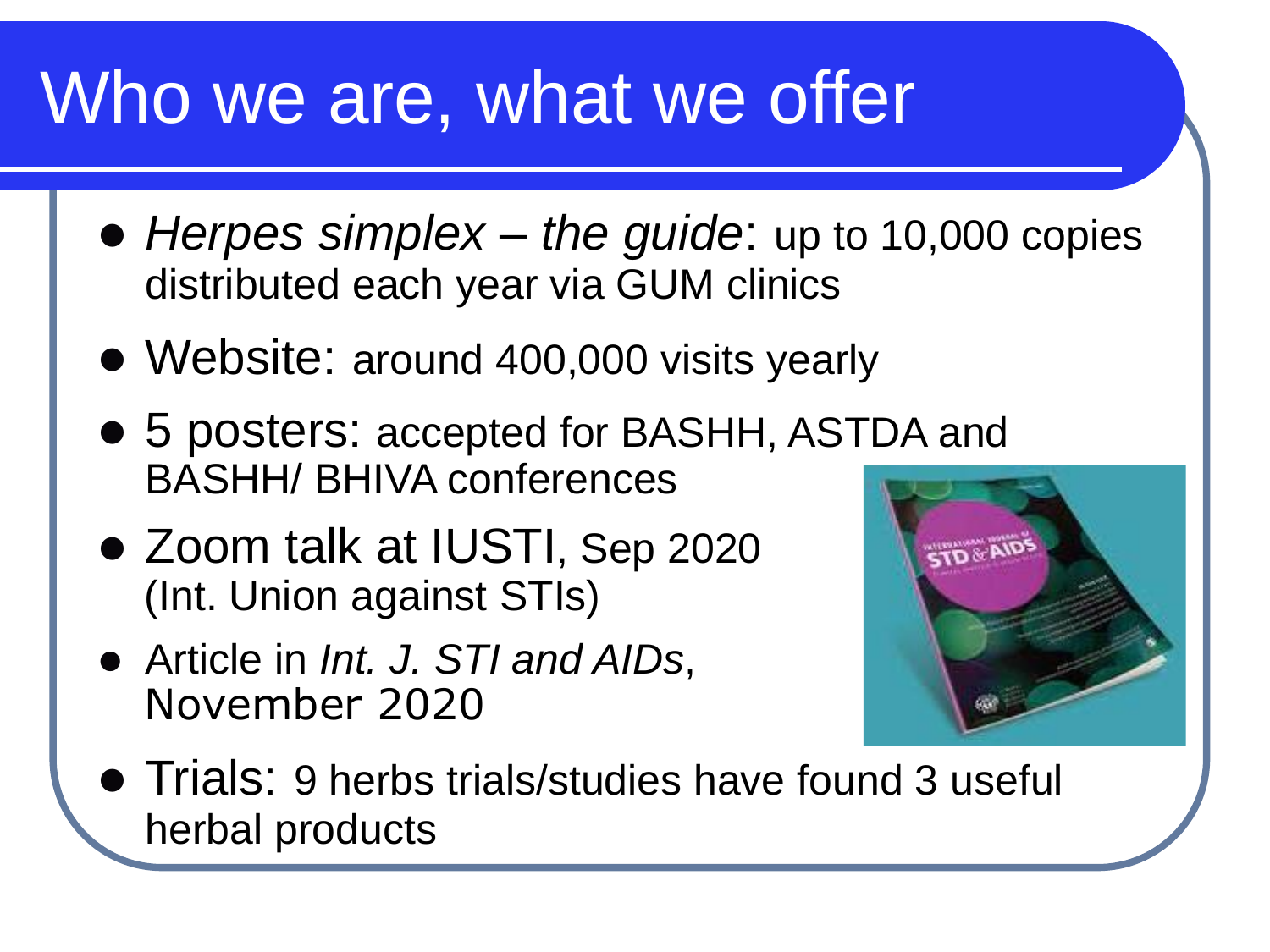# Who we are, what we offer

- *Herpes simplex – the guide*: up to 10,000 copies distributed each year via GUM clinics
- Website: around 400,000 visits yearly
- 5 posters: accepted for BASHH, ASTDA and BASHH/ BHIVA conferences
- Zoom talk at IUSTI, Sep 2020 (Int. Union against STIs)
- Article in *Int. J. STI and AIDs*, November 2020
- Trials: 9 herbs trials/studies have found 3 useful herbal products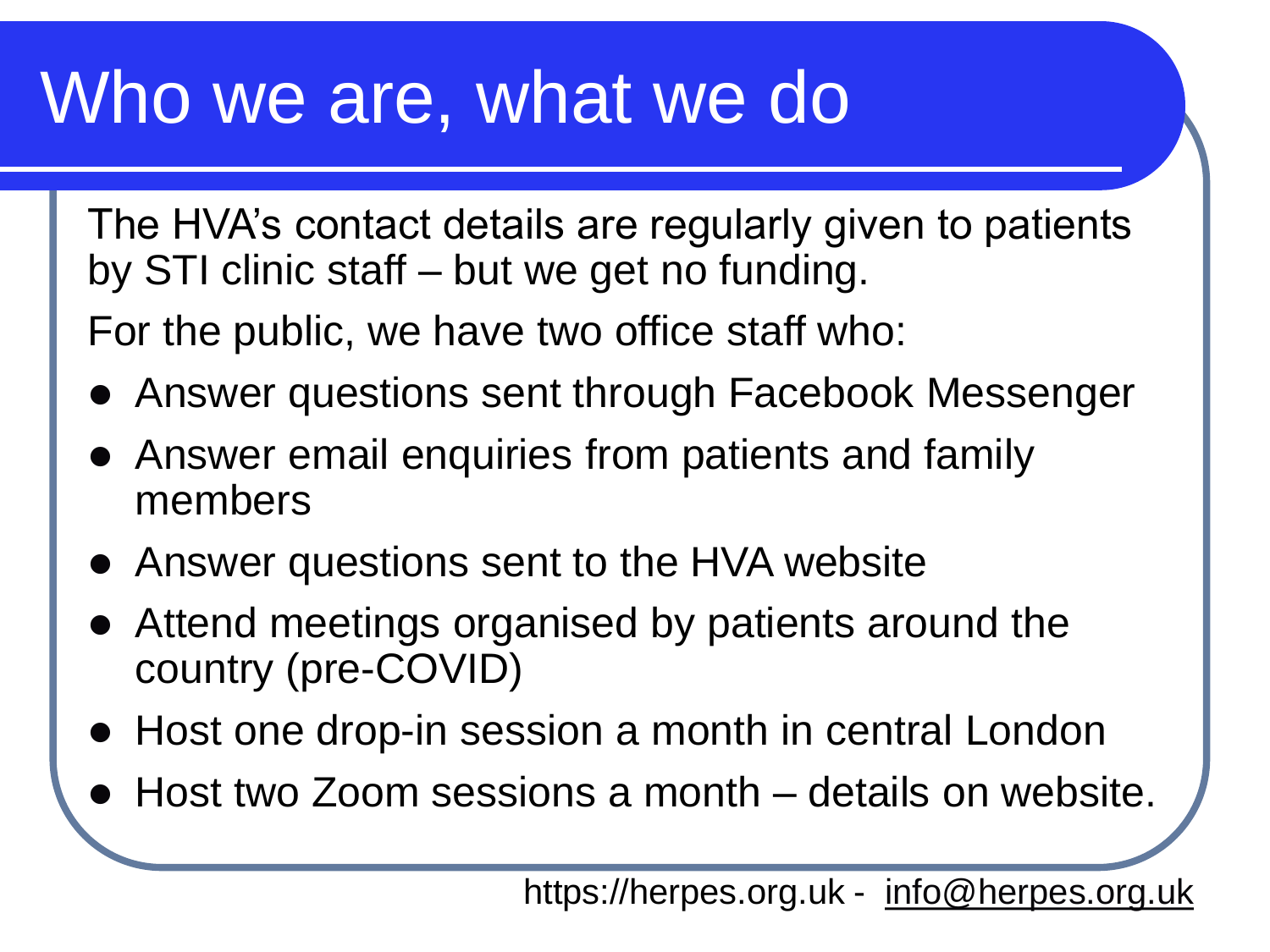# Who we are, what we do

The HVA's contact details are regularly given to patients by STI clinic staff – but we get no funding.

For the public, we have two office staff who:

- Answer questions sent through Facebook Messenger
- Answer email enquiries from patients and family members
- Answer questions sent to the HVA website
- Attend meetings organised by patients around the country (pre-COVID)
- Host one drop-in session a month in central London
- Host two Zoom sessions a month – details on website.

https://herpes.org.uk - info@herpes.org.uk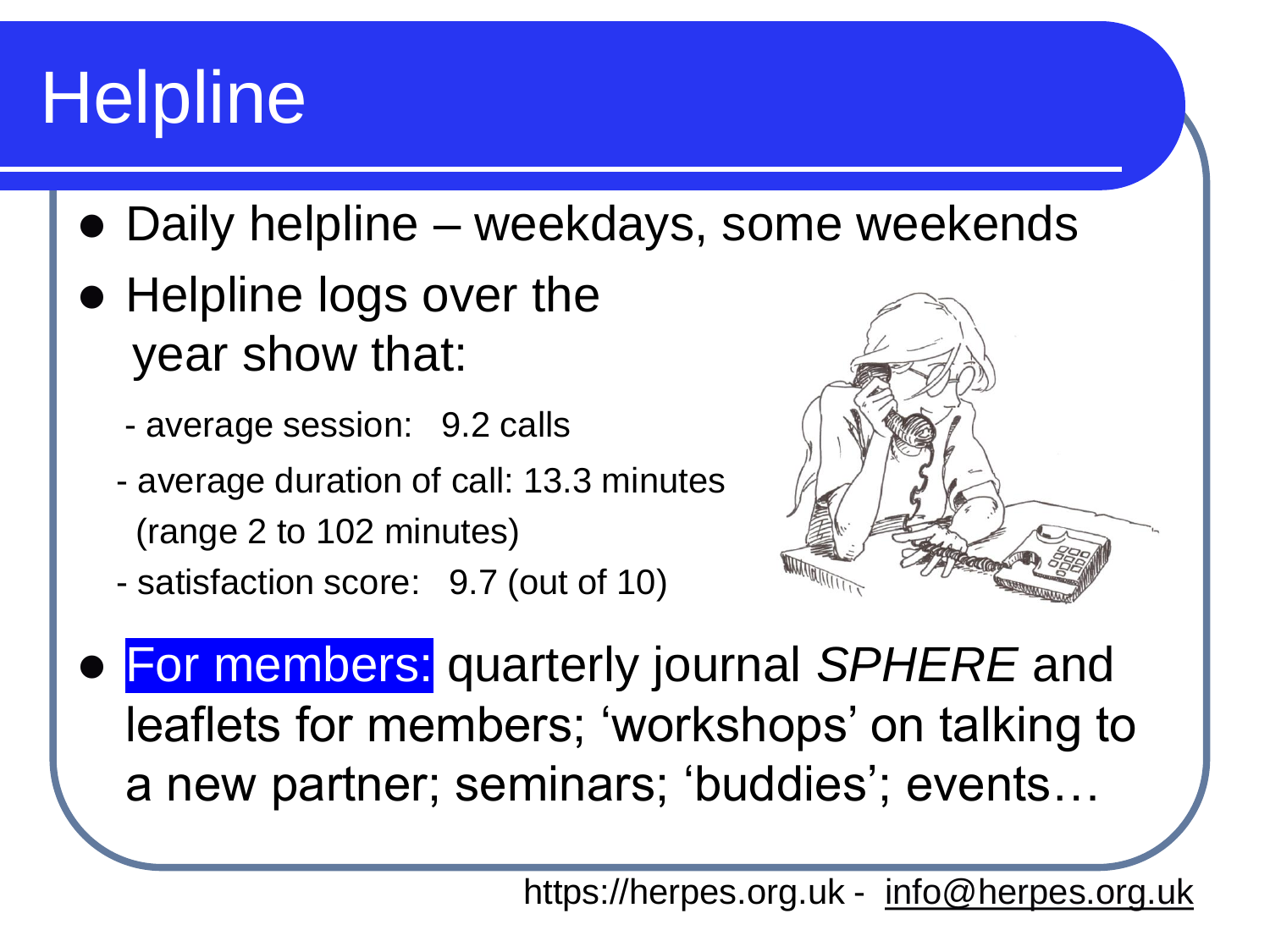# Helpline

- Daily helpline – weekdays, some weekends
- Helpline logs over the year show that:
  - average session: 9.2 calls
  - average duration of call: 13.3 minutes (range 2 to 102 minutes)
  - satisfaction score: 9.7 (out of 10)
- For members: quarterly journal *SPHERE* and leaflets for members; 'workshops' on talking to a new partner; seminars; 'buddies'; events…

https://herpes.org.uk - info@herpes.org.uk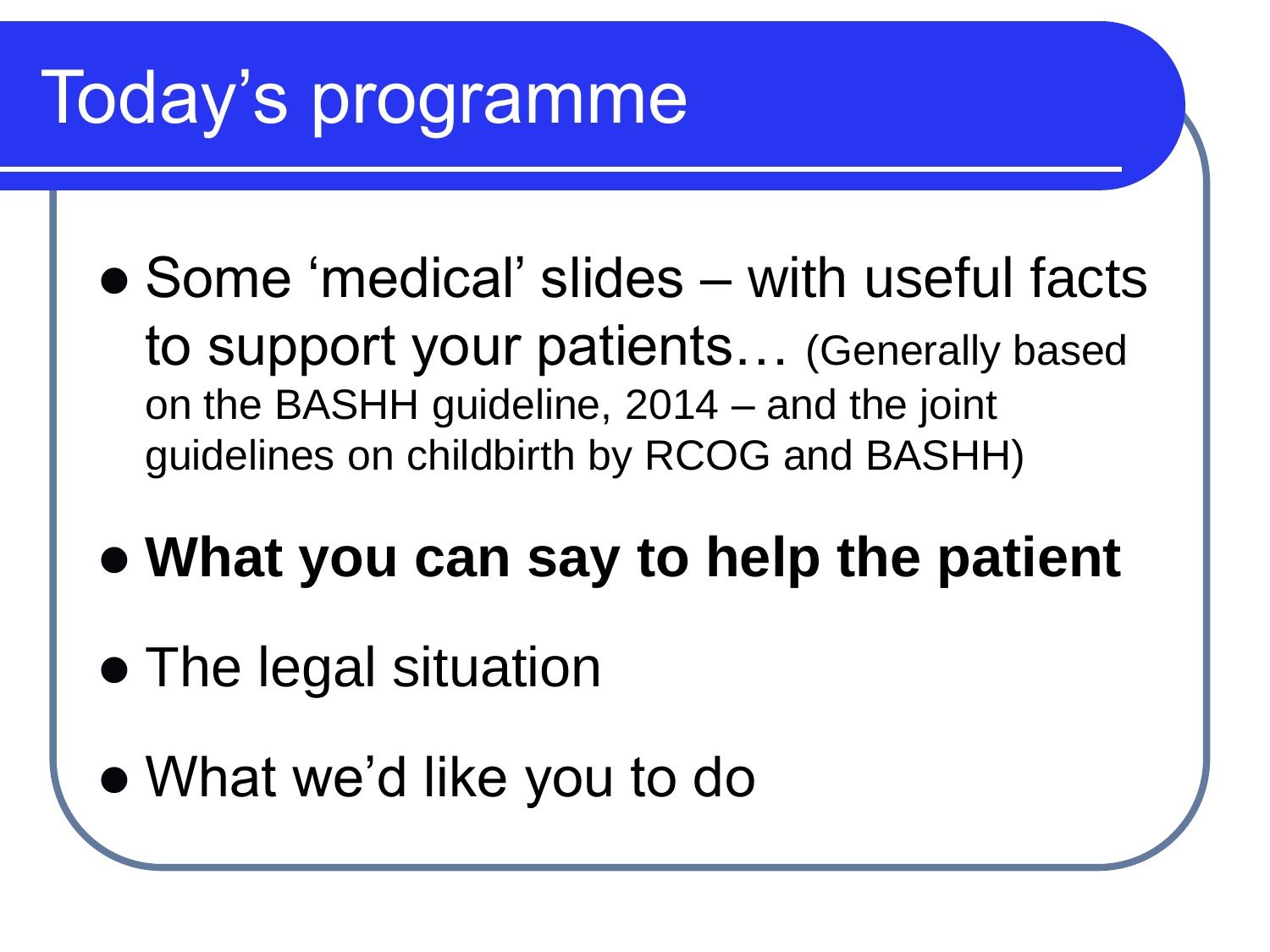# Today's programme

- Some 'medical' slides – with useful facts to support your patients… (Generally based on the BASHH guideline, 2014 – and the joint guidelines on childbirth by RCOG and BASHH)
- **What you can say to help the patient**
- The legal situation
- What we'd like you to do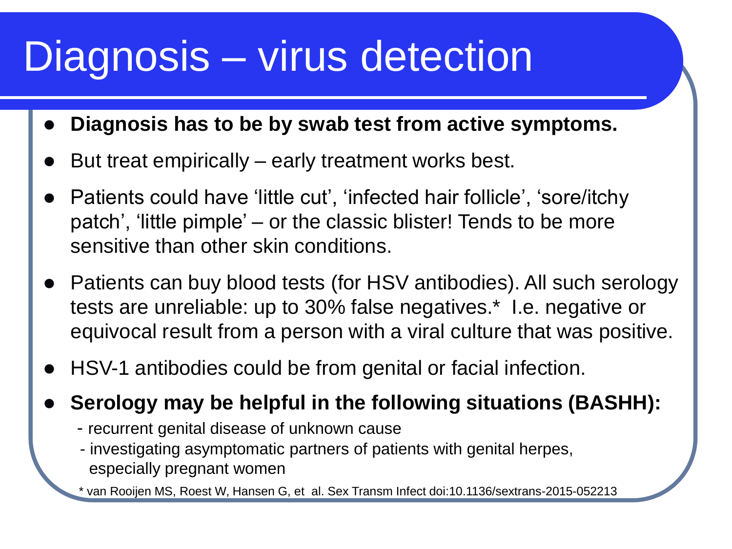# Diagnosis – virus detection

- **Diagnosis has to be by swab test from active symptoms.**
- But treat empirically – early treatment works best.
- Patients could have 'little cut', 'infected hair follicle', 'sore/itchy patch', 'little pimple' – or the classic blister! Tends to be more sensitive than other skin conditions.
- Patients can buy blood tests (for HSV antibodies). All such serology tests are unreliable: up to 30% false negatives.* I.e. negative or equivocal result from a person with a viral culture that was positive.
- HSV-1 antibodies could be from genital or facial infection.
- **Serology may be helpful in the following situations (BASHH):**
  - recurrent genital disease of unknown cause
  - investigating asymptomatic partners of patients with genital herpes, especially pregnant women

\* van Rooijen MS, Roest W, Hansen G, et al. Sex Transm Infect doi:10.1136/sextrans-2015-052213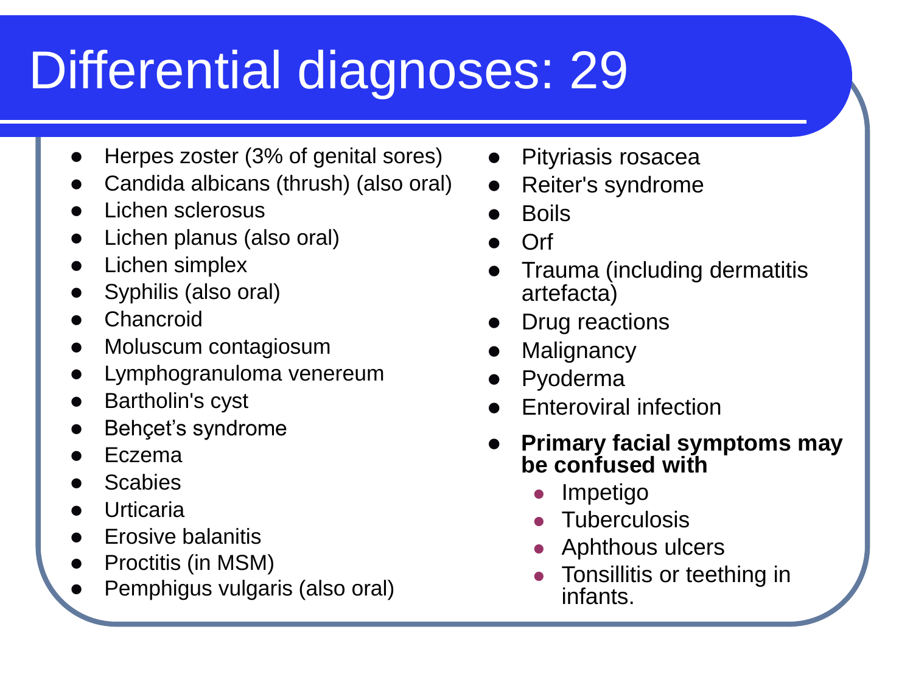# Differential diagnoses: 29

- Herpes zoster (3% of genital sores)
- Candida albicans (thrush) (also oral)
- Lichen sclerosus
- Lichen planus (also oral)
- Lichen simplex
- Syphilis (also oral)
- Chancroid
- Moluscum contagiosum
- Lymphogranuloma venereum
- Bartholin's cyst
- Behçet's syndrome
- Eczema
- Scabies
- Urticaria
- Erosive balanitis
- Proctitis (in MSM)
- Pemphigus vulgaris (also oral)
- Pityriasis rosacea
- Reiter's syndrome
- Boils
- Orf
- Trauma (including dermatitis artefacta)
- Drug reactions
- Malignancy
- Pyoderma
- Enteroviral infection
- **Primary facial symptoms may be confused with**
  - Impetigo
  - Tuberculosis
  - Aphthous ulcers
  - Tonsillitis or teething in infants.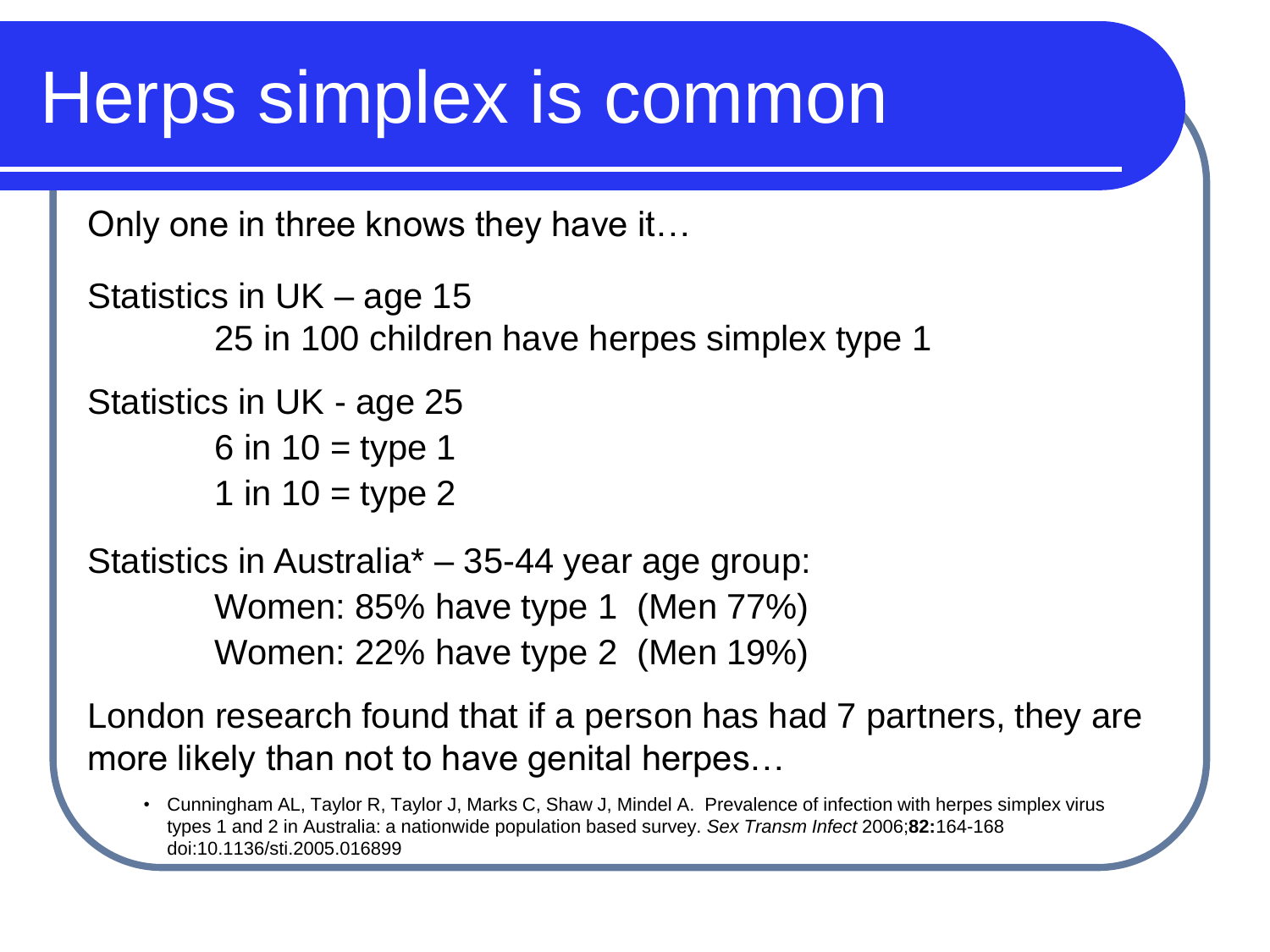# Herps simplex is common

Only one in three knows they have it…

Statistics in UK – age 15

25 in 100 children have herpes simplex type 1

Statistics in UK - age 25

6 in 10 = type 1

1 in 10 = type 2

Statistics in Australia* – 35-44 year age group:

Women: 85% have type 1 (Men 77%)

Women: 22% have type 2 (Men 19%)

London research found that if a person has had 7 partners, they are more likely than not to have genital herpes…

- Cunningham AL, Taylor R, Taylor J, Marks C, Shaw J, Mindel A. Prevalence of infection with herpes simplex virus types 1 and 2 in Australia: a nationwide population based survey. *Sex Transm Infect* 2006;**82:**164-168 doi:10.1136/sti.2005.016899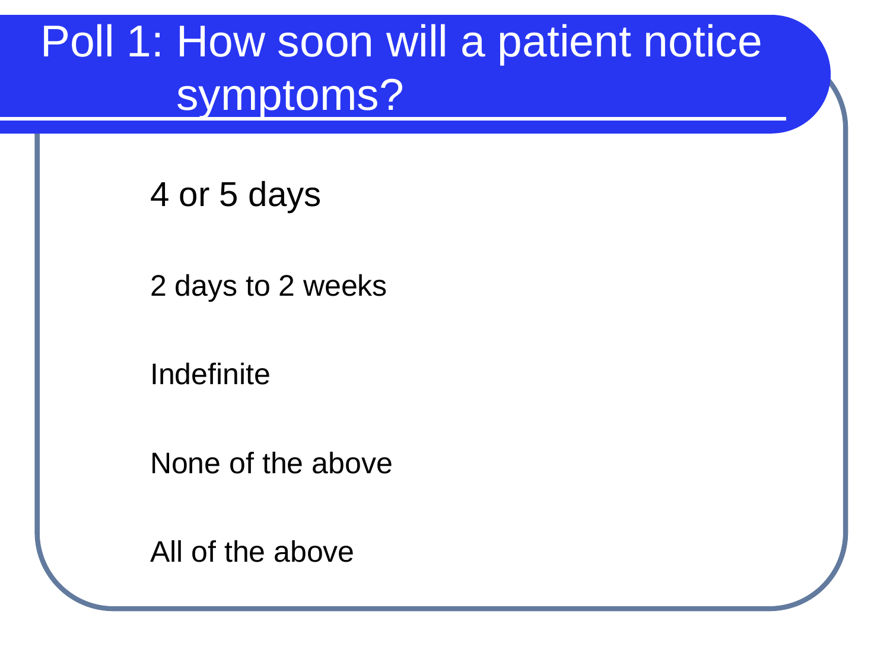# Poll 1: How soon will a patient notice symptoms?

4 or 5 days

2 days to 2 weeks

Indefinite

None of the above

All of the above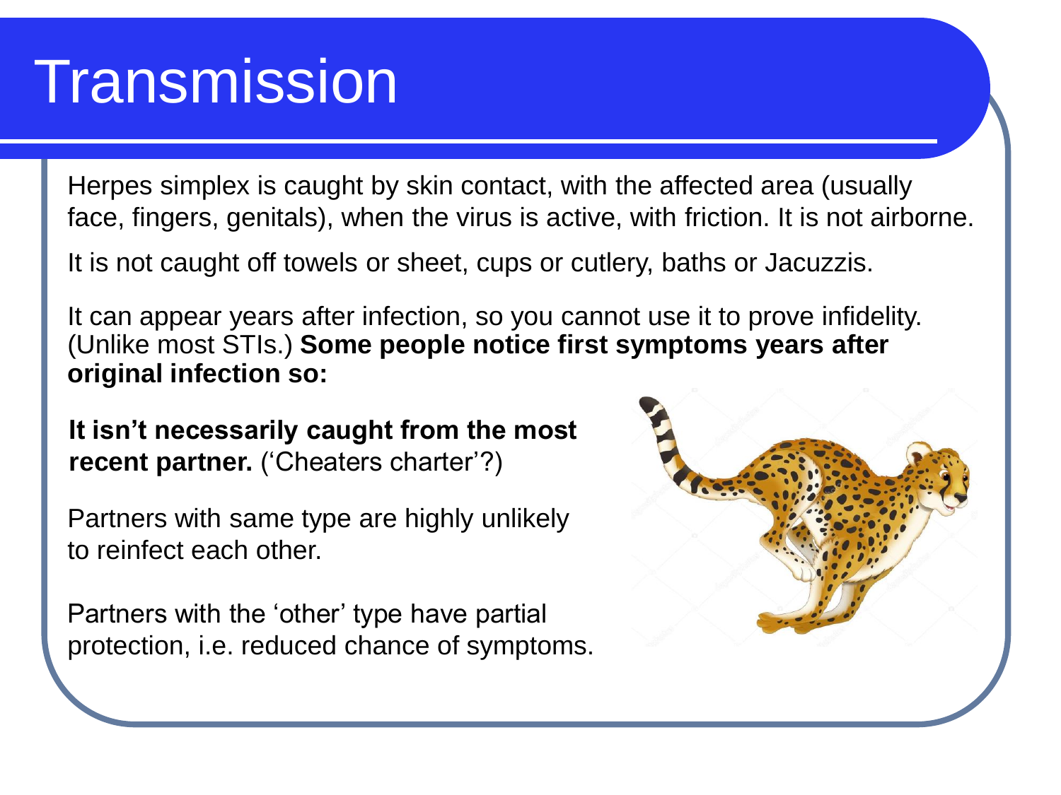# Transmission

Herpes simplex is caught by skin contact, with the affected area (usually face, fingers, genitals), when the virus is active, with friction. It is not airborne.

It is not caught off towels or sheet, cups or cutlery, baths or Jacuzzis.

It can appear years after infection, so you cannot use it to prove infidelity. (Unlike most STIs.) **Some people notice first symptoms years after original infection so:**

**It isn't necessarily caught from the most recent partner.** ('Cheaters charter'?)

Partners with same type are highly unlikely to reinfect each other.

Partners with the 'other' type have partial protection, i.e. reduced chance of symptoms.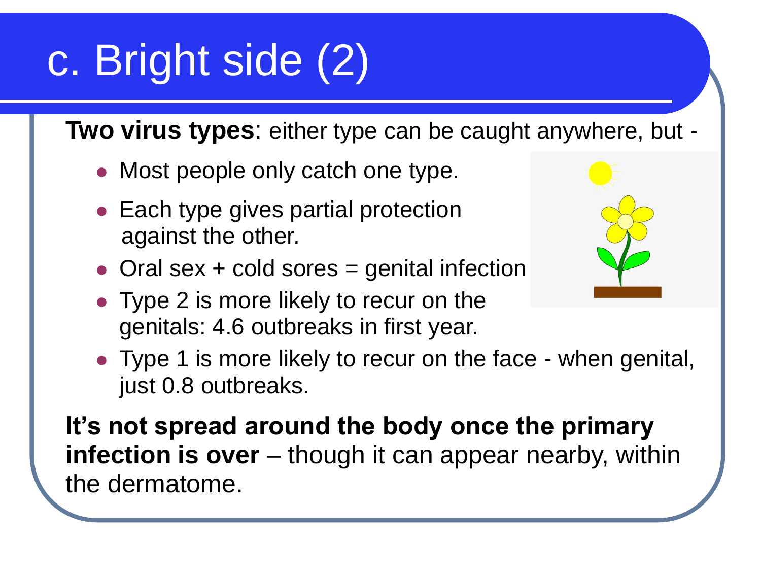# c. Bright side (2)

**Two virus types**: either type can be caught anywhere, but -

- Most people only catch one type.
- Each type gives partial protection against the other.
- Oral sex + cold sores = genital infection
- Type 2 is more likely to recur on the genitals: 4.6 outbreaks in first year.
- Type 1 is more likely to recur on the face - when genital, just 0.8 outbreaks.

**It's not spread around the body once the primary infection is over** – though it can appear nearby, within the dermatome.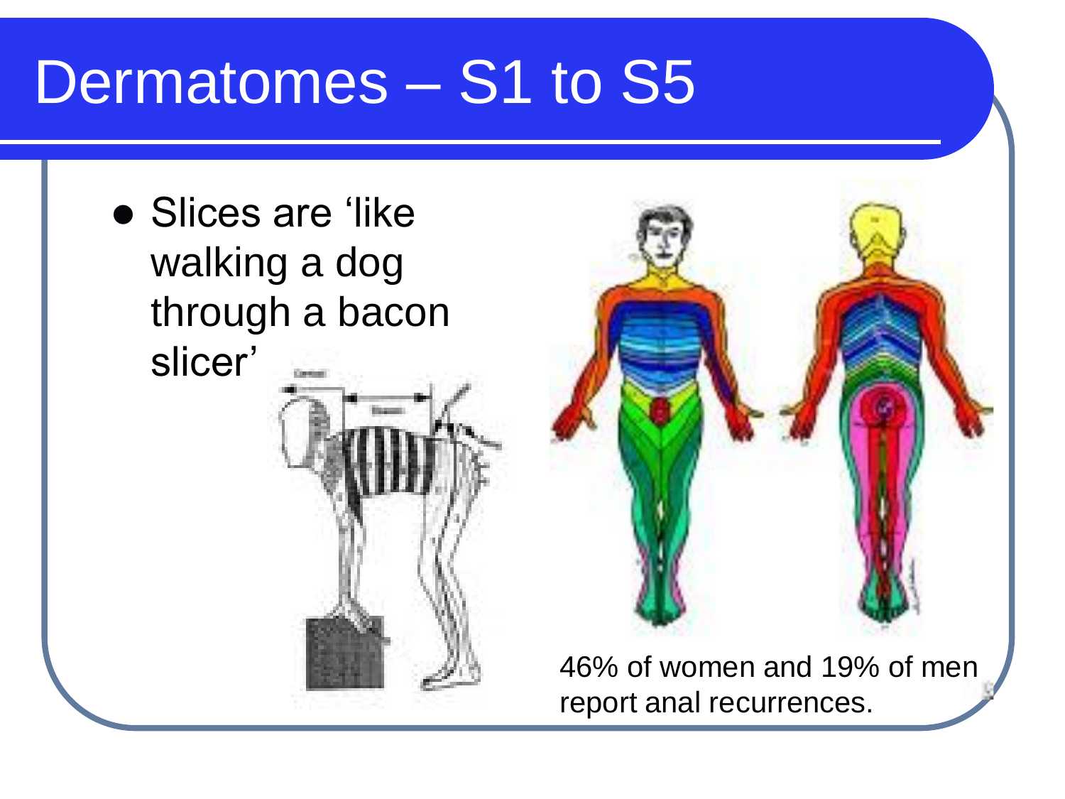# Dermatomes – S1 to S5

- Slices are 'like walking a dog through a bacon slicer'

46% of women and 19% of men report anal recurrences.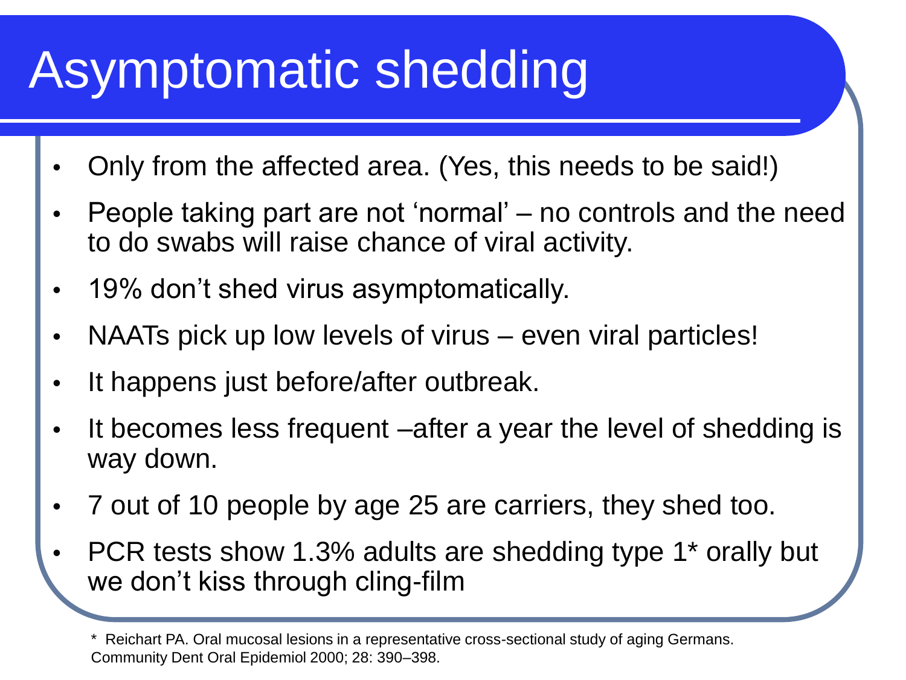# Asymptomatic shedding

- Only from the affected area. (Yes, this needs to be said!)
- People taking part are not 'normal' – no controls and the need to do swabs will raise chance of viral activity.
- 19% don't shed virus asymptomatically.
- NAATs pick up low levels of virus – even viral particles!
- It happens just before/after outbreak.
- It becomes less frequent –after a year the level of shedding is way down.
- 7 out of 10 people by age 25 are carriers, they shed too.
- PCR tests show 1.3% adults are shedding type 1* orally but we don't kiss through cling-film

\* Reichart PA. Oral mucosal lesions in a representative cross-sectional study of aging Germans. Community Dent Oral Epidemiol 2000; 28: 390–398.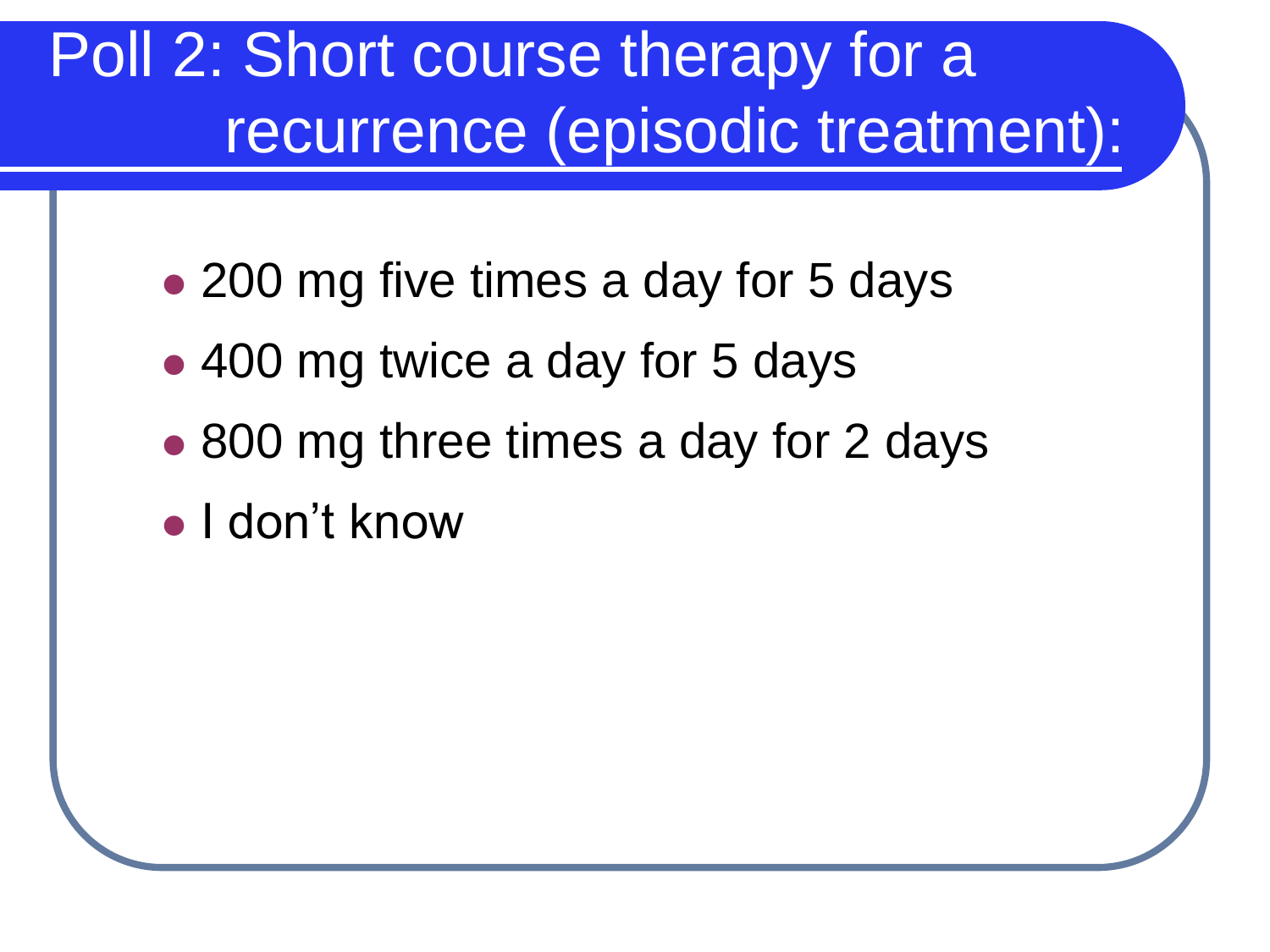# Poll 2: Short course therapy for a recurrence (episodic treatment):

- 200 mg five times a day for 5 days
- 400 mg twice a day for 5 days
- 800 mg three times a day for 2 days
- I don't know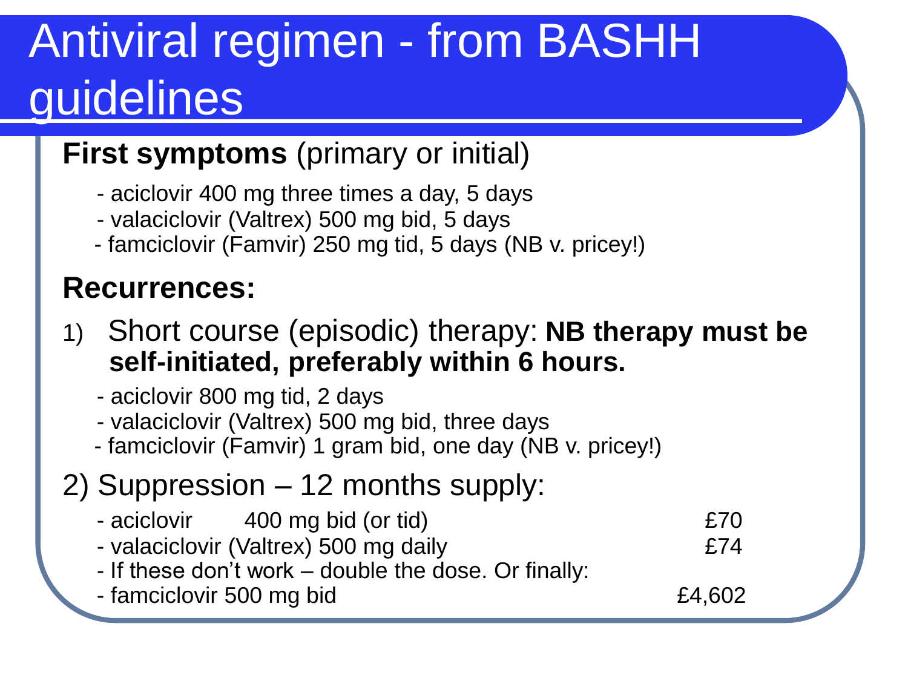# Antiviral regimen - from BASHH guidelines

**First symptoms** (primary or initial)

- aciclovir 400 mg three times a day, 5 days
- valaciclovir (Valtrex) 500 mg bid, 5 days
- famciclovir (Famvir) 250 mg tid, 5 days (NB v. pricey!)

**Recurrences:**

1) Short course (episodic) therapy: **NB therapy must be self-initiated, preferably within 6 hours.**

   - aciclovir 800 mg tid, 2 days
   - valaciclovir (Valtrex) 500 mg bid, three days
   - famciclovir (Famvir) 1 gram bid, one day (NB v. pricey!)

2) Suppression – 12 months supply:

| | |
|---|---|
| - aciclovir 400 mg bid (or tid) | £70 |
| - valaciclovir (Valtrex) 500 mg daily | £74 |
| - If these don't work – double the dose. Or finally: | |
| - famciclovir 500 mg bid | £4,602 |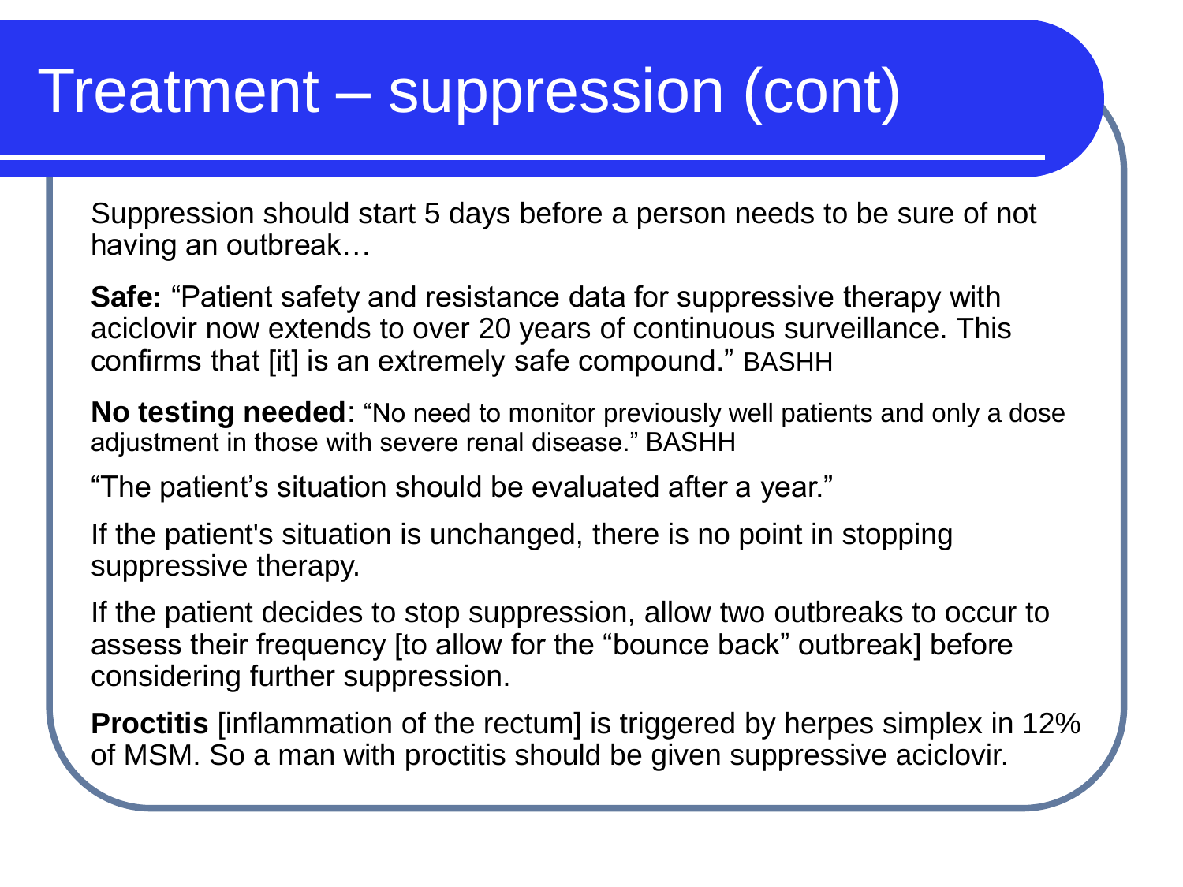# Treatment – suppression (cont)

Suppression should start 5 days before a person needs to be sure of not having an outbreak…

**Safe:** "Patient safety and resistance data for suppressive therapy with aciclovir now extends to over 20 years of continuous surveillance. This confirms that [it] is an extremely safe compound." BASHH

**No testing needed**: "No need to monitor previously well patients and only a dose adjustment in those with severe renal disease." BASHH

"The patient's situation should be evaluated after a year."

If the patient's situation is unchanged, there is no point in stopping suppressive therapy.

If the patient decides to stop suppression, allow two outbreaks to occur to assess their frequency [to allow for the "bounce back" outbreak] before considering further suppression.

**Proctitis** [inflammation of the rectum] is triggered by herpes simplex in 12% of MSM. So a man with proctitis should be given suppressive aciclovir.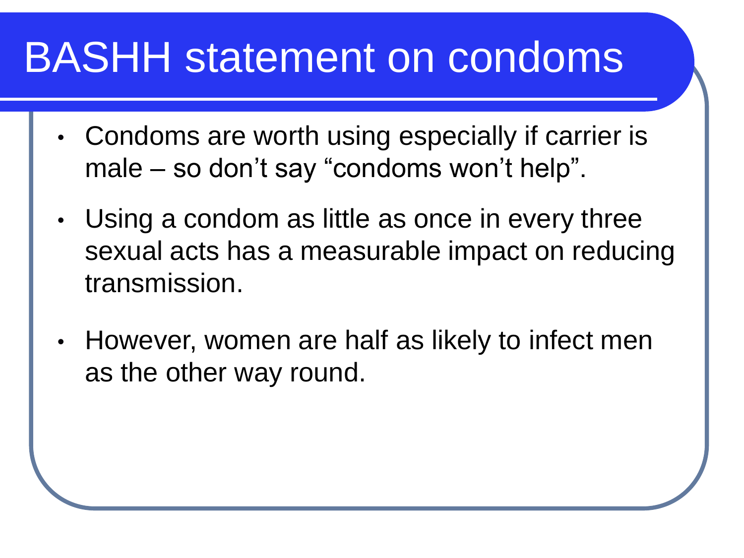# BASHH statement on condoms

- Condoms are worth using especially if carrier is male – so don't say "condoms won't help".
- Using a condom as little as once in every three sexual acts has a measurable impact on reducing transmission.
- However, women are half as likely to infect men as the other way round.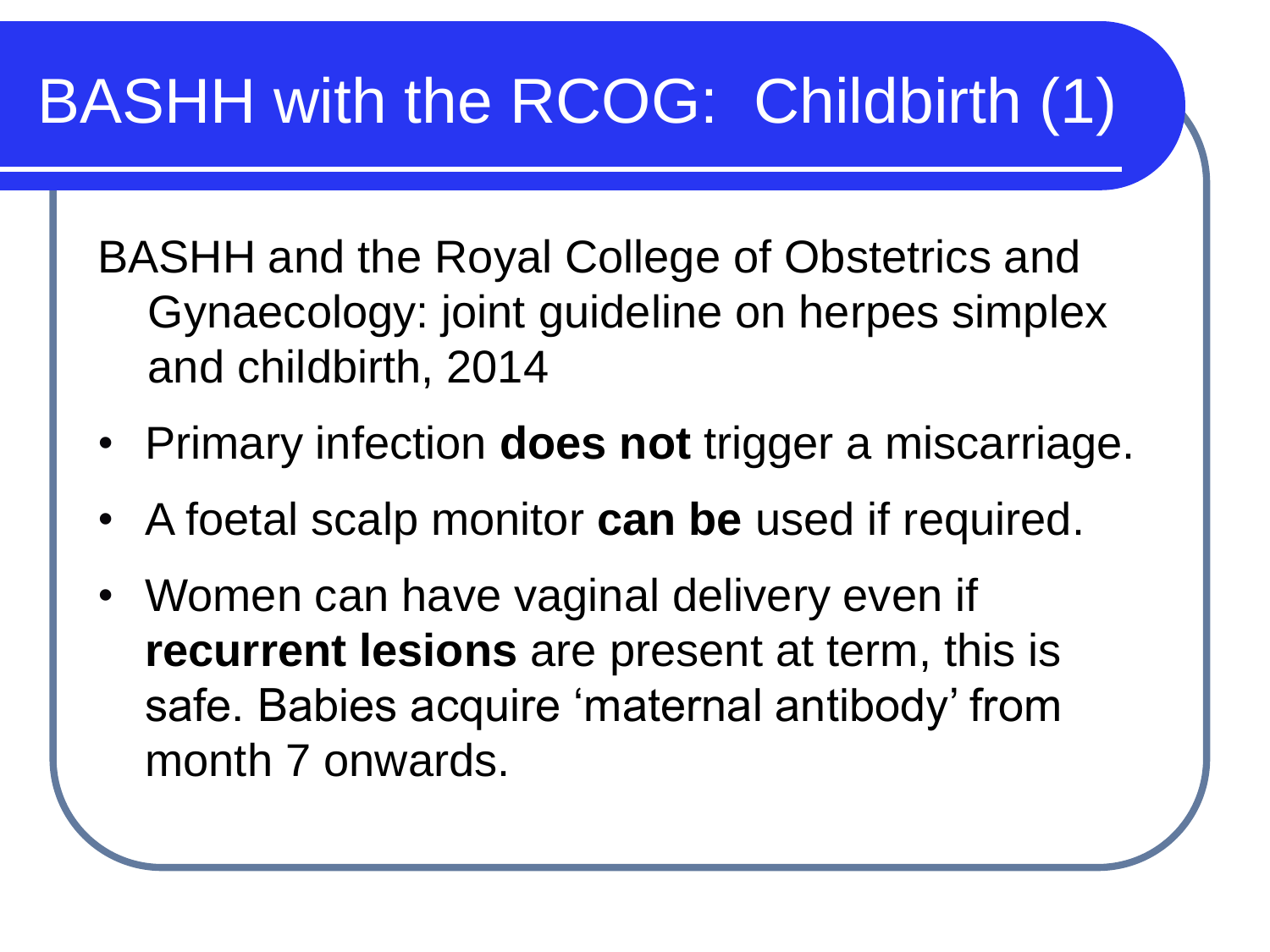# BASHH with the RCOG: Childbirth (1)

BASHH and the Royal College of Obstetrics and Gynaecology: joint guideline on herpes simplex and childbirth, 2014

- Primary infection **does not** trigger a miscarriage.
- A foetal scalp monitor **can be** used if required.
- Women can have vaginal delivery even if **recurrent lesions** are present at term, this is safe. Babies acquire 'maternal antibody' from month 7 onwards.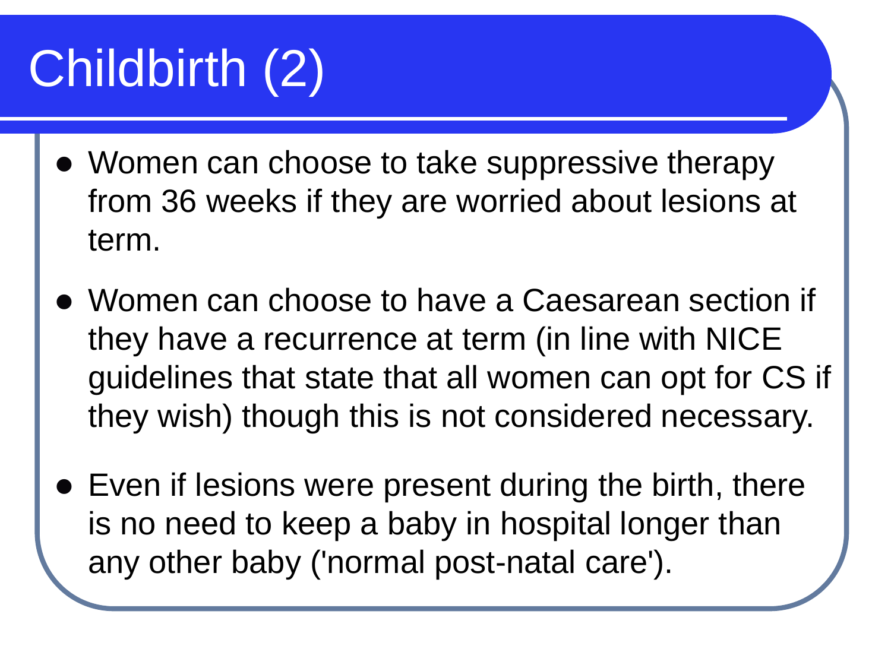# Childbirth (2)

- Women can choose to take suppressive therapy from 36 weeks if they are worried about lesions at term.
- Women can choose to have a Caesarean section if they have a recurrence at term (in line with NICE guidelines that state that all women can opt for CS if they wish) though this is not considered necessary.
- Even if lesions were present during the birth, there is no need to keep a baby in hospital longer than any other baby ('normal post-natal care').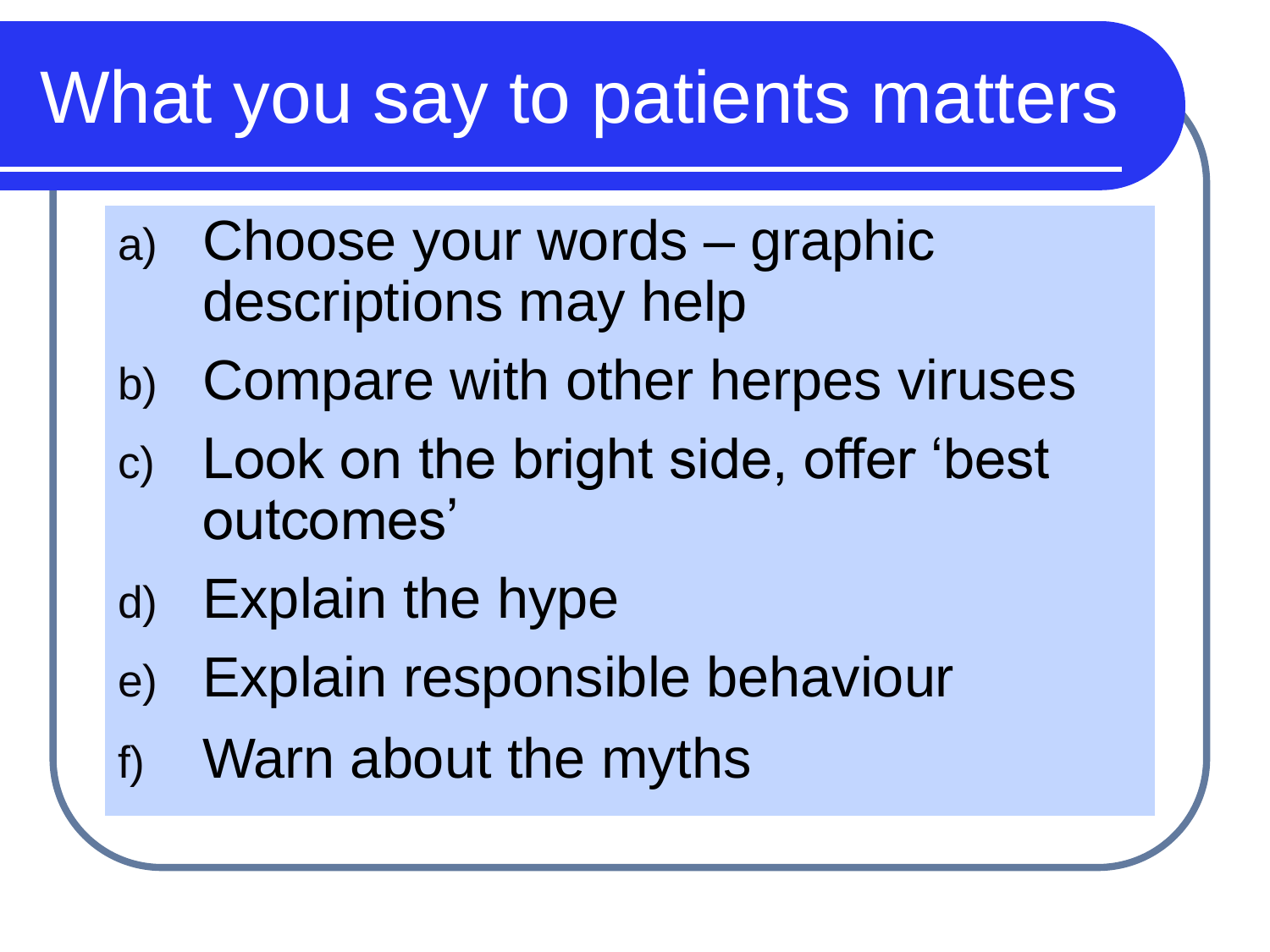# What you say to patients matters

a) Choose your words – graphic descriptions may help
b) Compare with other herpes viruses
c) Look on the bright side, offer 'best outcomes'
d) Explain the hype
e) Explain responsible behaviour
f) Warn about the myths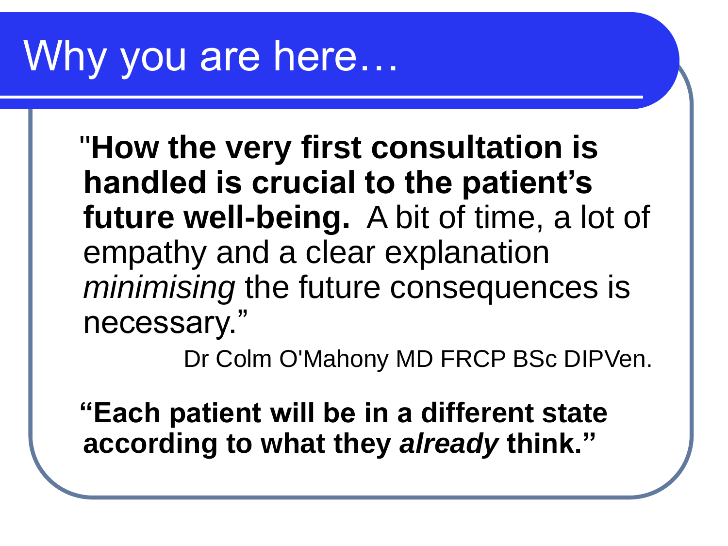# Why you are here…

"**How the very first consultation is handled is crucial to the patient's future well-being.** A bit of time, a lot of empathy and a clear explanation *minimising* the future consequences is necessary."

Dr Colm O'Mahony MD FRCP BSc DIPVen.

**"Each patient will be in a different state according to what they *already* think."**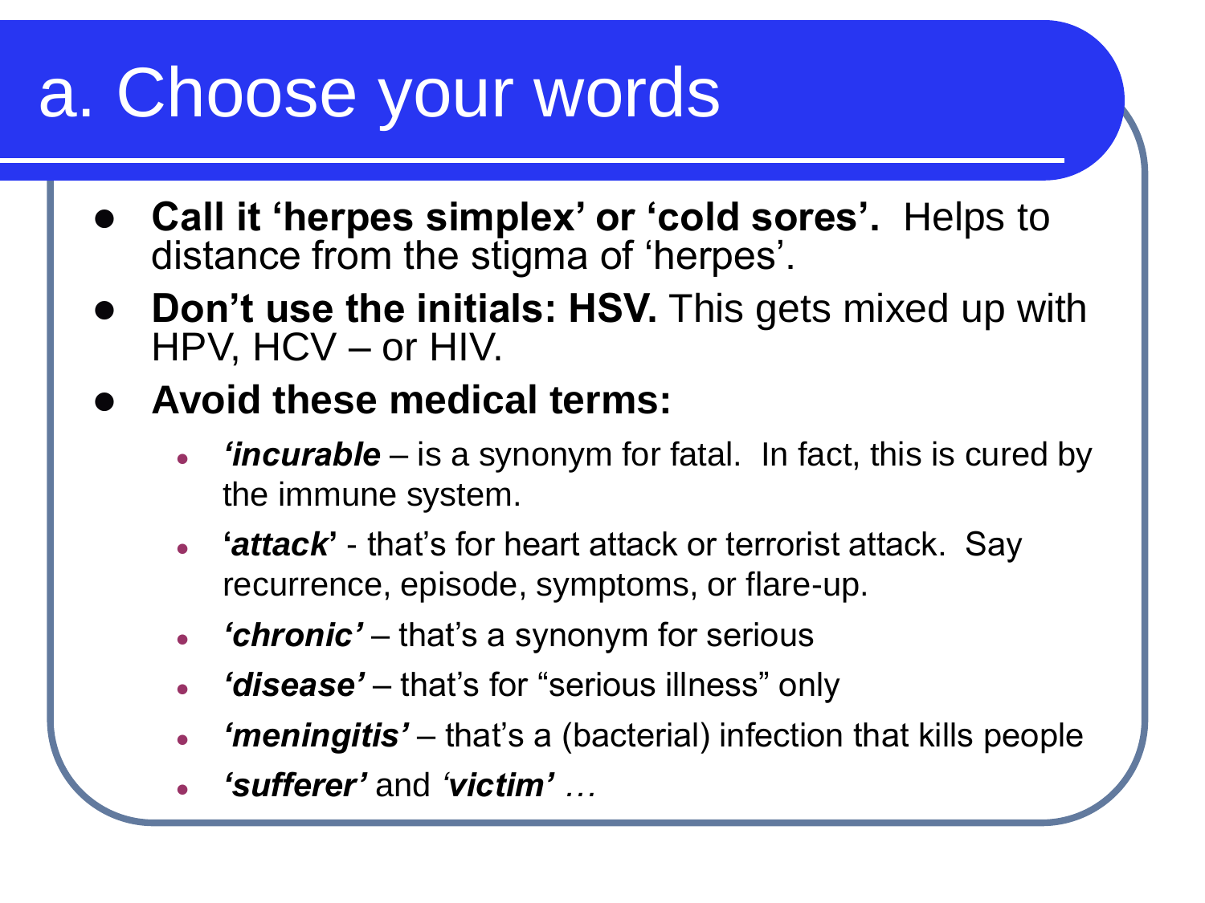# a. Choose your words

- **Call it 'herpes simplex' or 'cold sores'.** Helps to distance from the stigma of 'herpes'.
- **Don't use the initials: HSV.** This gets mixed up with HPV, HCV – or HIV.
- **Avoid these medical terms:**
  - ***'incurable*** – is a synonym for fatal. In fact, this is cured by the immune system.
  - ***'attack'*** - that's for heart attack or terrorist attack. Say recurrence, episode, symptoms, or flare-up.
  - ***'chronic'*** – that's a synonym for serious
  - ***'disease'*** – that's for "serious illness" only
  - ***'meningitis'*** – that's a (bacterial) infection that kills people
  - ***'sufferer'*** and ***'victim'*** *…*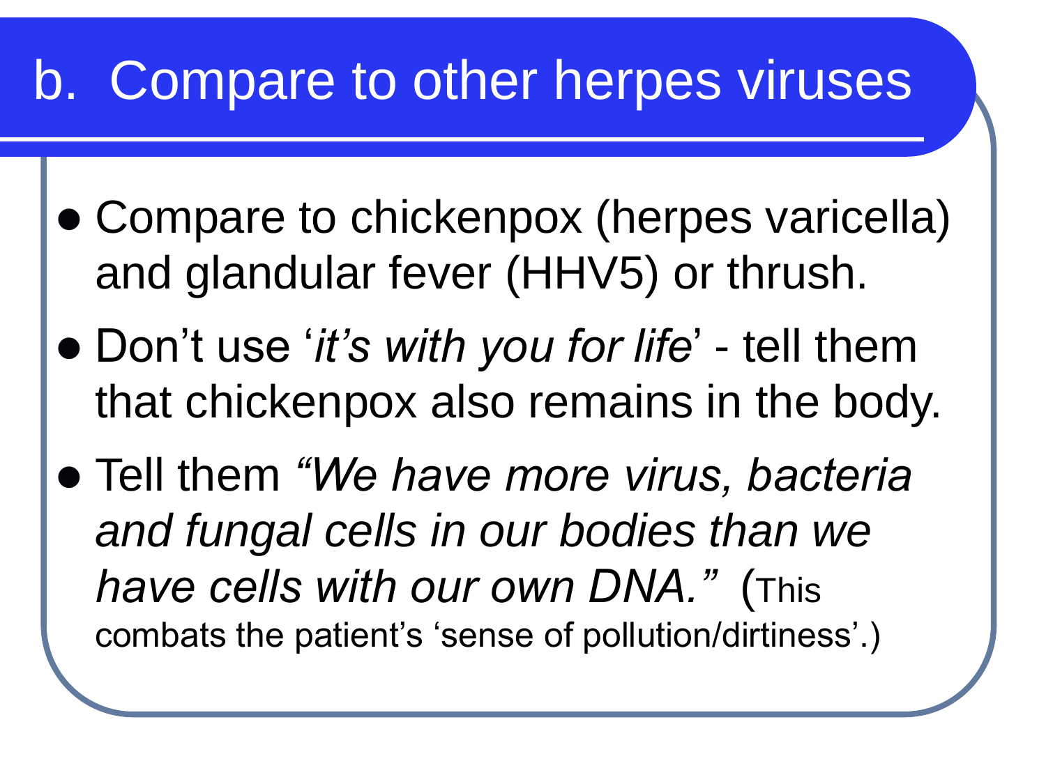# b. Compare to other herpes viruses

- Compare to chickenpox (herpes varicella) and glandular fever (HHV5) or thrush.
- Don't use '*it's with you for life*' - tell them that chickenpox also remains in the body.
- Tell them *"We have more virus, bacteria and fungal cells in our bodies than we have cells with our own DNA."* (This combats the patient's 'sense of pollution/dirtiness'.)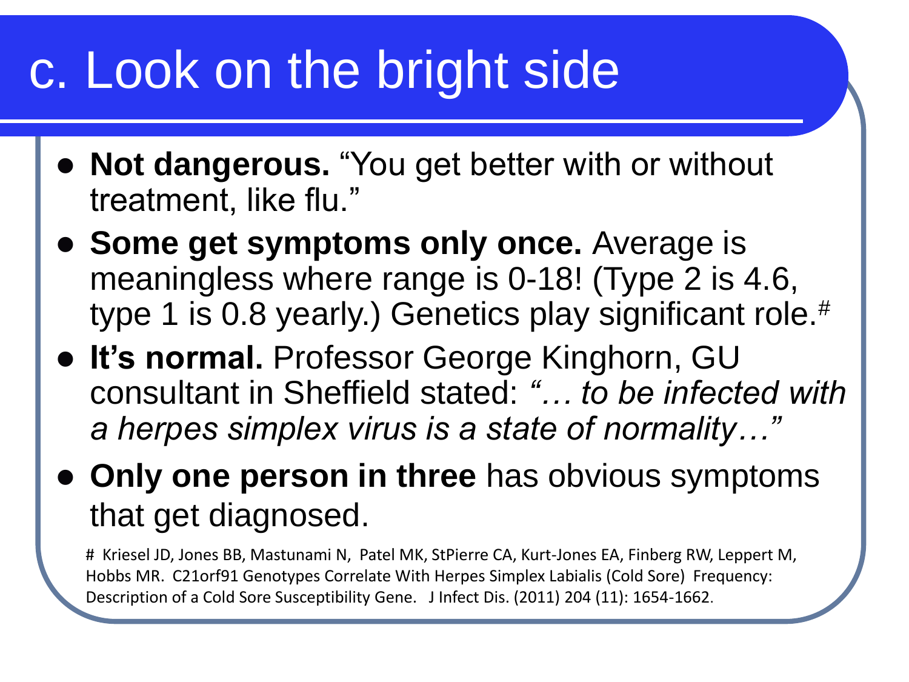# c. Look on the bright side

- **Not dangerous.** "You get better with or without treatment, like flu."
- **Some get symptoms only once.** Average is meaningless where range is 0-18! (Type 2 is 4.6, type 1 is 0.8 yearly.) Genetics play significant role.[#]
- **It's normal.** Professor George Kinghorn, GU consultant in Sheffield stated: *"… to be infected with a herpes simplex virus is a state of normality…"*
- **Only one person in three** has obvious symptoms that get diagnosed.

# Kriesel JD, Jones BB, Mastunami N, Patel MK, StPierre CA, Kurt-Jones EA, Finberg RW, Leppert M, Hobbs MR. C21orf91 Genotypes Correlate With Herpes Simplex Labialis (Cold Sore) Frequency: Description of a Cold Sore Susceptibility Gene. J Infect Dis. (2011) 204 (11): 1654-1662.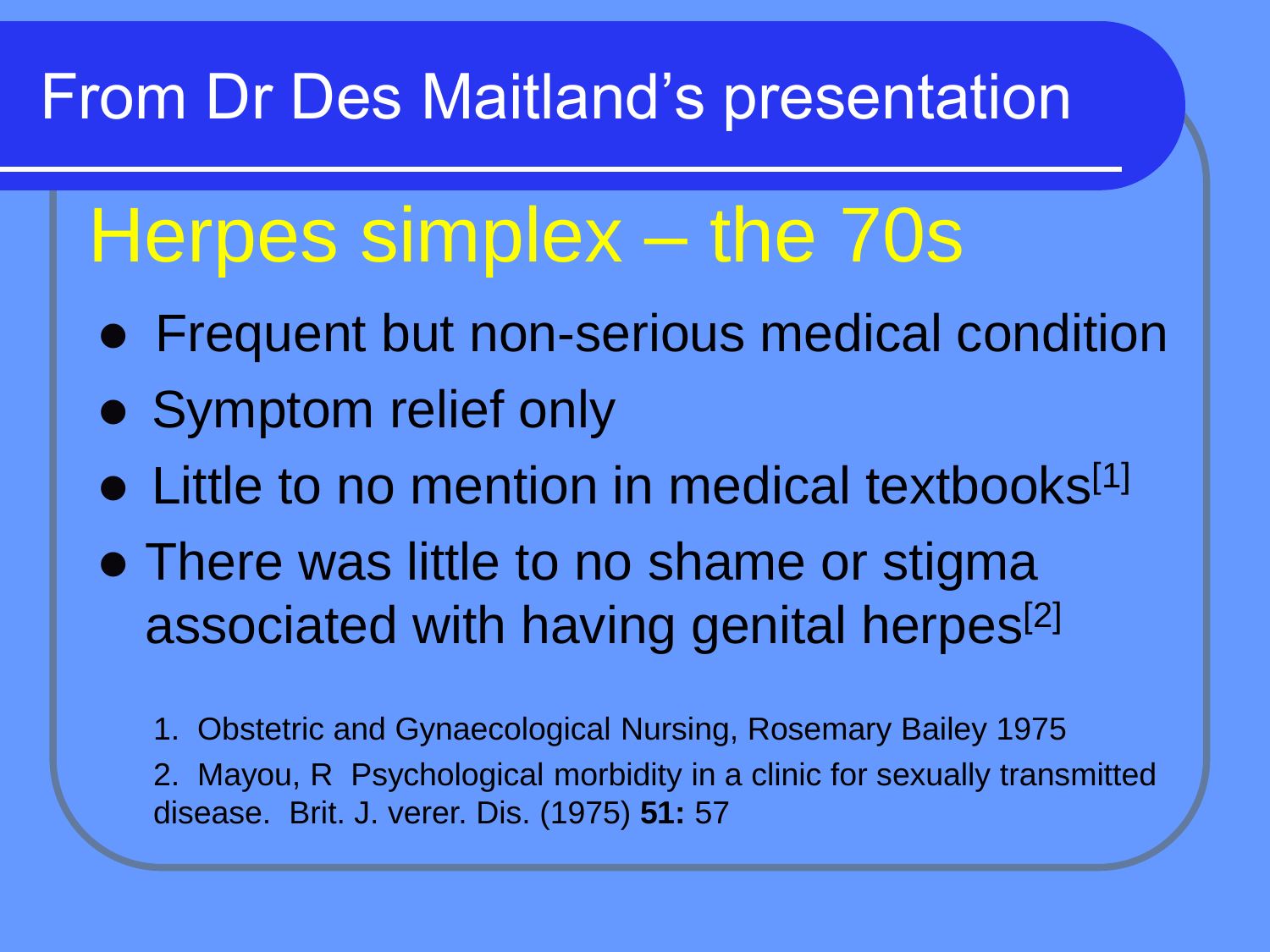# From Dr Des Maitland's presentation

## Herpes simplex – the 70s

- Frequent but non-serious medical condition
- Symptom relief only
- Little to no mention in medical textbooks[1]
- There was little to no shame or stigma associated with having genital herpes[2]

1. Obstetric and Gynaecological Nursing, Rosemary Bailey 1975
2. Mayou, R Psychological morbidity in a clinic for sexually transmitted disease. Brit. J. verer. Dis. (1975) **51:** 57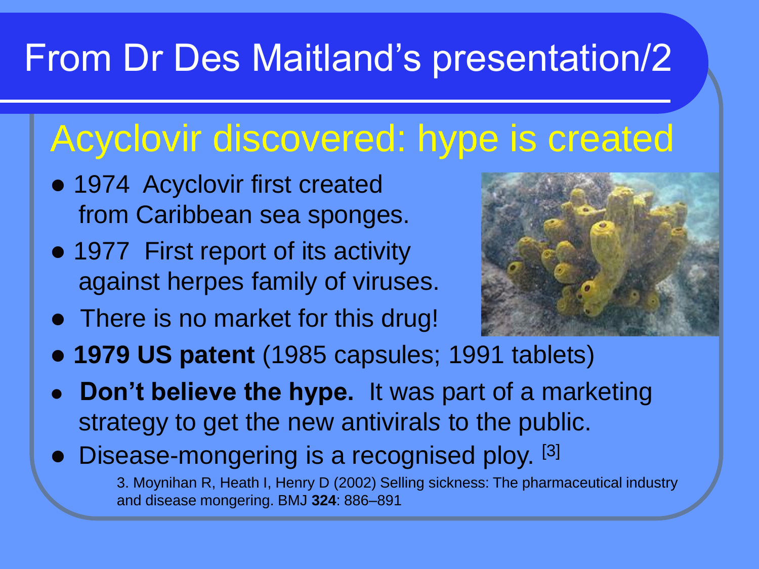# From Dr Des Maitland's presentation/2

## Acyclovir discovered: hype is created

- 1974 Acyclovir first created from Caribbean sea sponges.
- 1977 First report of its activity against herpes family of viruses.
- There is no market for this drug!
- **1979 US patent** (1985 capsules; 1991 tablets)
- **Don't believe the hype.** It was part of a marketing strategy to get the new antivirals to the public.
- Disease-mongering is a recognised ploy. [3]

3. Moynihan R, Heath I, Henry D (2002) Selling sickness: The pharmaceutical industry and disease mongering. BMJ **324**: 886–891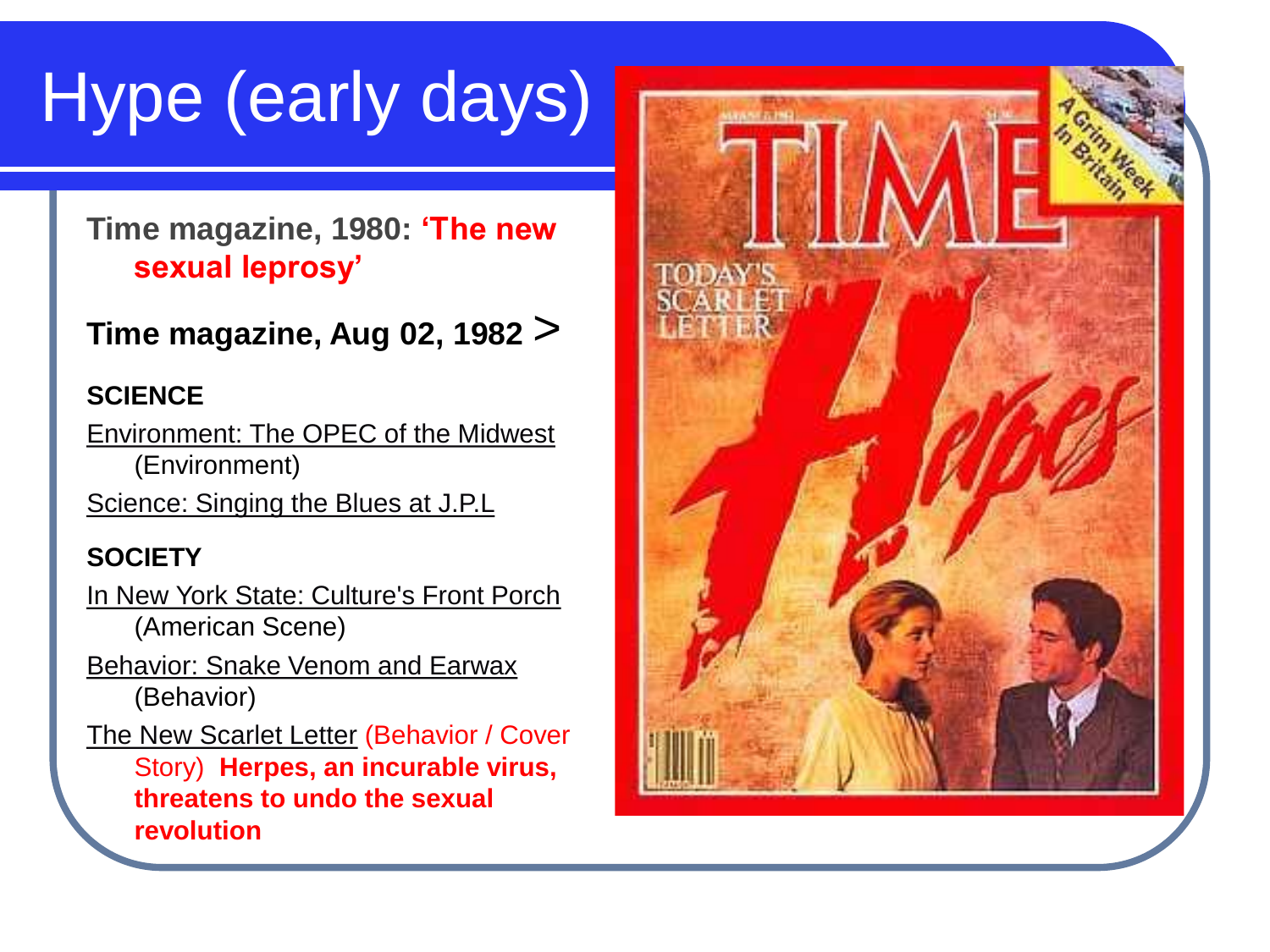# Hype (early days)

**Time magazine, 1980: 'The new sexual leprosy'**

**Time magazine, Aug 02, 1982 >**

**SCIENCE**

Environment: The OPEC of the Midwest (Environment)

Science: Singing the Blues at J.P.L

**SOCIETY**

In New York State: Culture's Front Porch (American Scene)

Behavior: Snake Venom and Earwax (Behavior)

The New Scarlet Letter (Behavior / Cover Story) **Herpes, an incurable virus, threatens to undo the sexual revolution**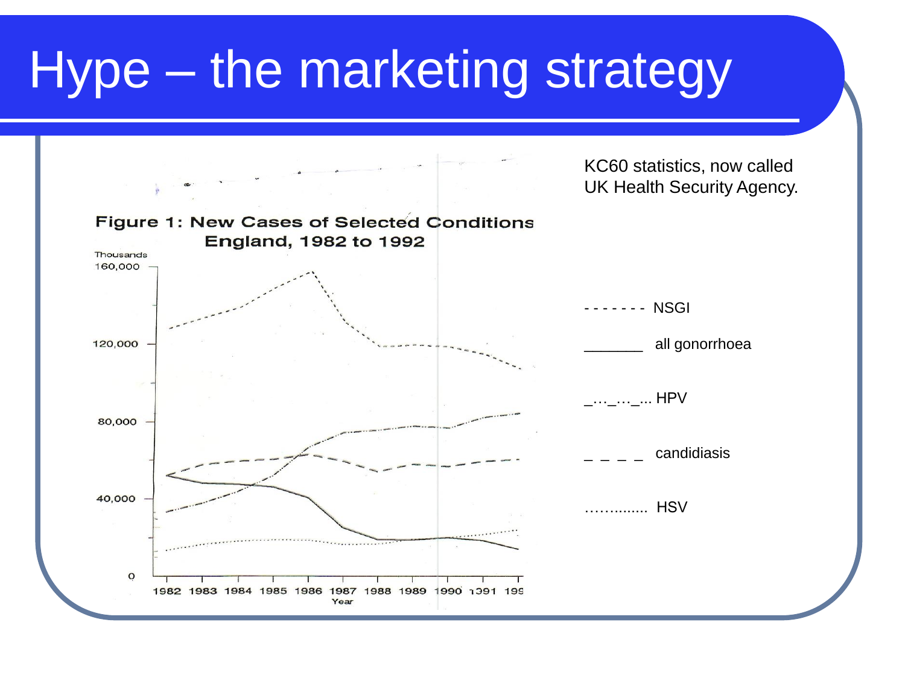# Hype – the marketing strategy

**Figure 1: New Cases of Selected Conditions England, 1982 to 1992**

Thousands

160,000
120,000
80,000
40,000
0

1982 1983 1984 1985 1986 1987 1988 1989 1990 1391 199

Year

KC60 statistics, now called UK Health Security Agency.

- - - - - - - NSGI

_______ all gonorrhoea

_…_…_... HPV

_ _ _ _ candidiasis

……........ HSV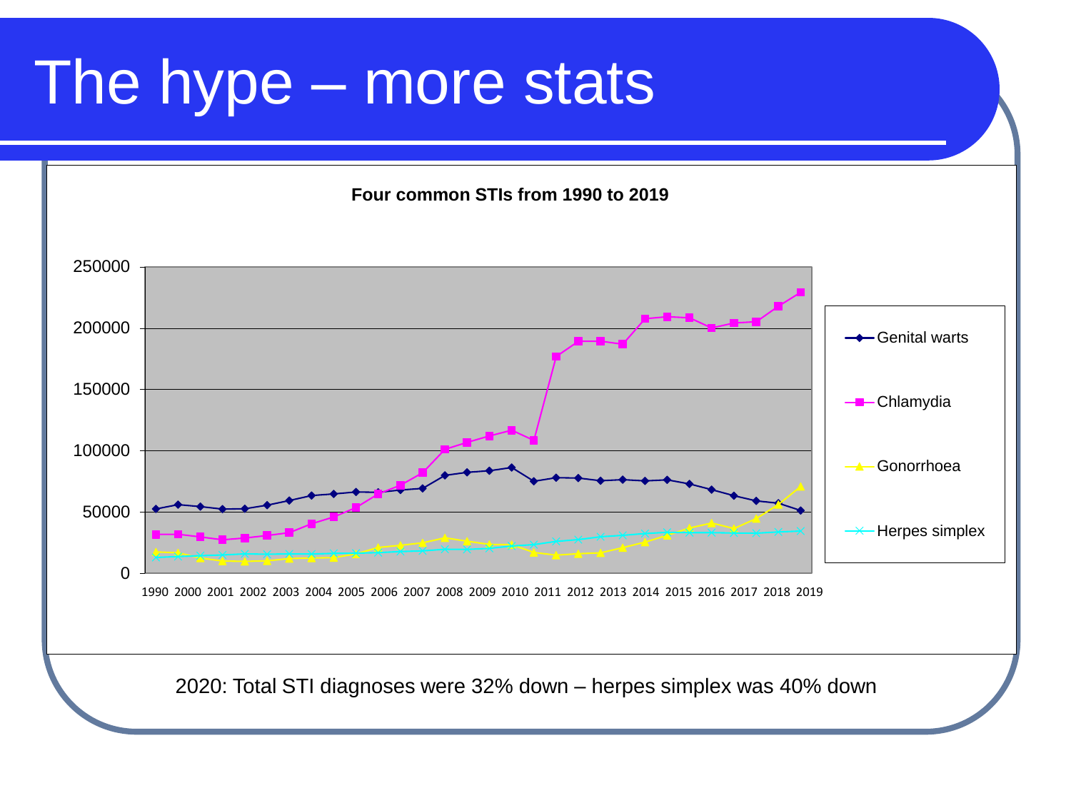# The hype – more stats

**Four common STIs from 1990 to 2019**

2020: Total STI diagnoses were 32% down – herpes simplex was 40% down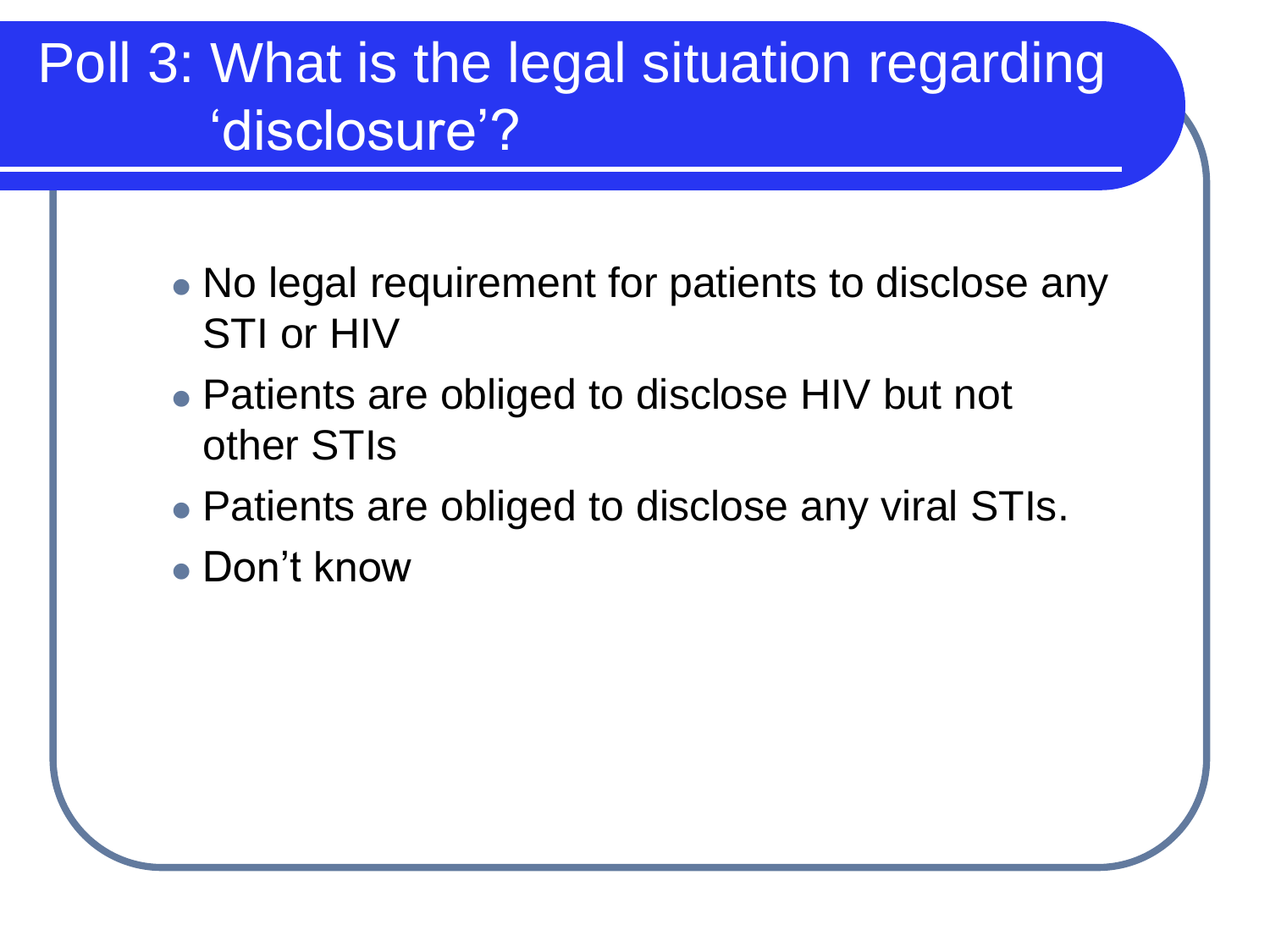# Poll 3: What is the legal situation regarding 'disclosure'?

- No legal requirement for patients to disclose any STI or HIV
- Patients are obliged to disclose HIV but not other STIs
- Patients are obliged to disclose any viral STIs.
- Don't know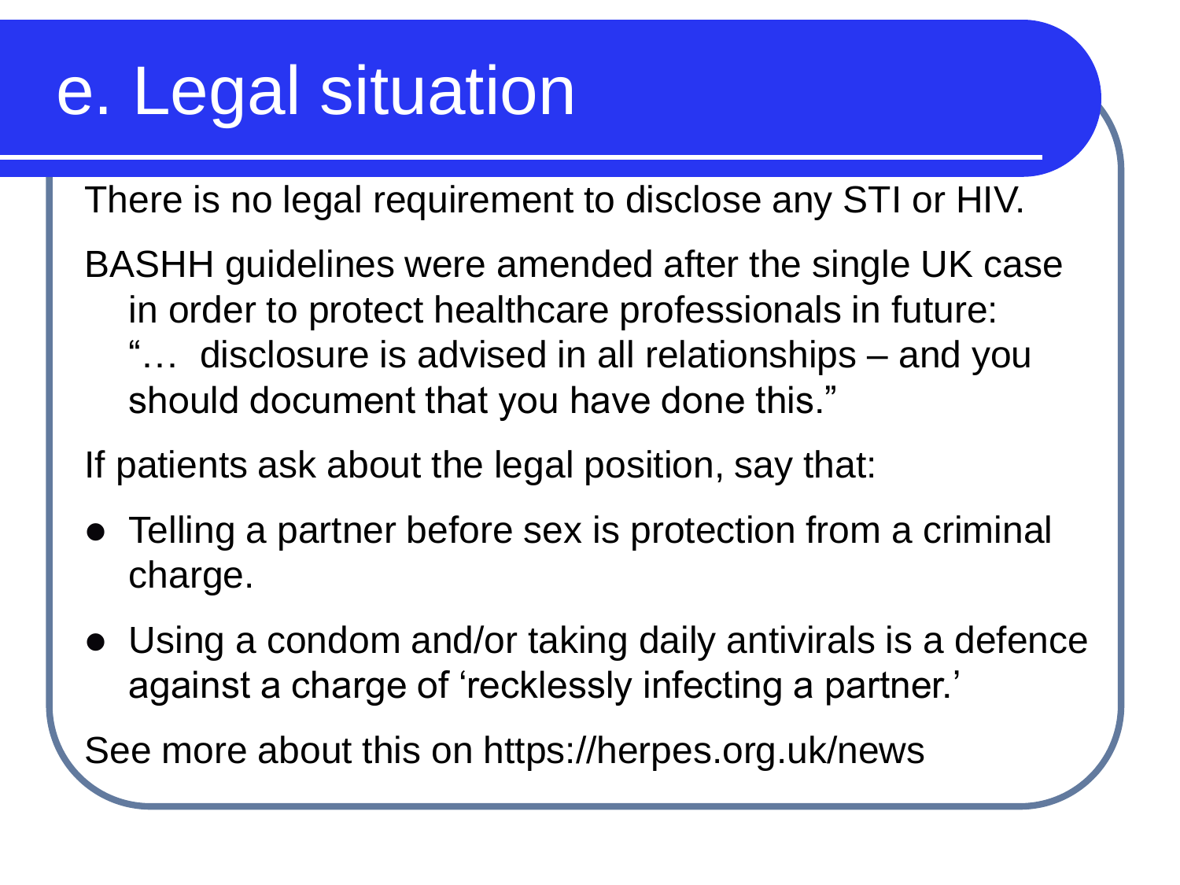# e. Legal situation

There is no legal requirement to disclose any STI or HIV.

BASHH guidelines were amended after the single UK case in order to protect healthcare professionals in future: "… disclosure is advised in all relationships – and you should document that you have done this."

If patients ask about the legal position, say that:

- Telling a partner before sex is protection from a criminal charge.
- Using a condom and/or taking daily antivirals is a defence against a charge of 'recklessly infecting a partner.'

See more about this on https://herpes.org.uk/news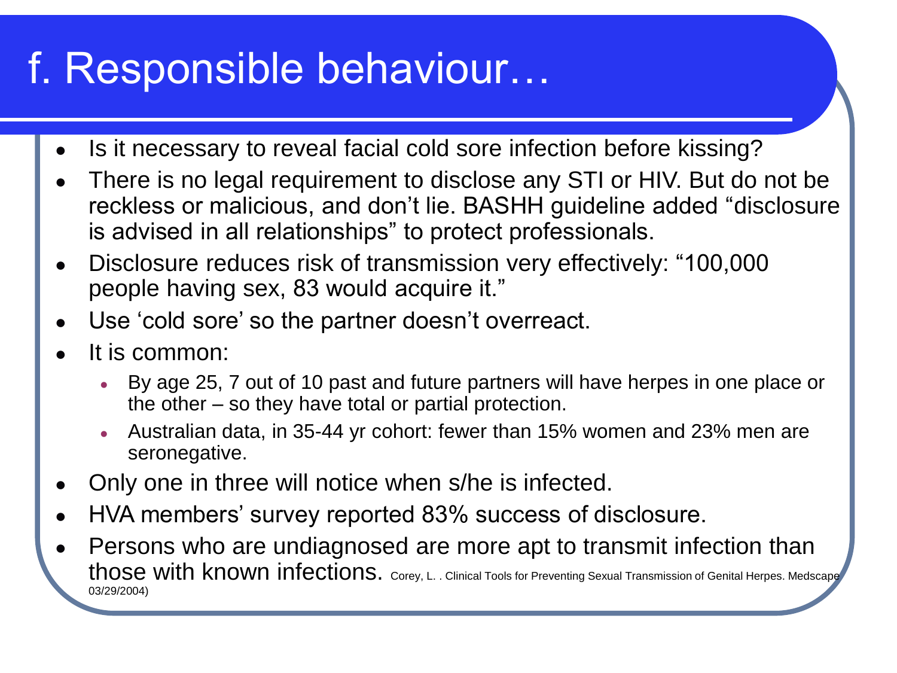# f. Responsible behaviour…

- Is it necessary to reveal facial cold sore infection before kissing?
- There is no legal requirement to disclose any STI or HIV. But do not be reckless or malicious, and don't lie. BASHH guideline added "disclosure is advised in all relationships" to protect professionals.
- Disclosure reduces risk of transmission very effectively: "100,000 people having sex, 83 would acquire it."
- Use 'cold sore' so the partner doesn't overreact.
- It is common:
  - By age 25, 7 out of 10 past and future partners will have herpes in one place or the other – so they have total or partial protection.
  - Australian data, in 35-44 yr cohort: fewer than 15% women and 23% men are seronegative.
- Only one in three will notice when s/he is infected.
- HVA members' survey reported 83% success of disclosure.
- Persons who are undiagnosed are more apt to transmit infection than those with known infections. Corey, L. . Clinical Tools for Preventing Sexual Transmission of Genital Herpes. Medscape 03/29/2004)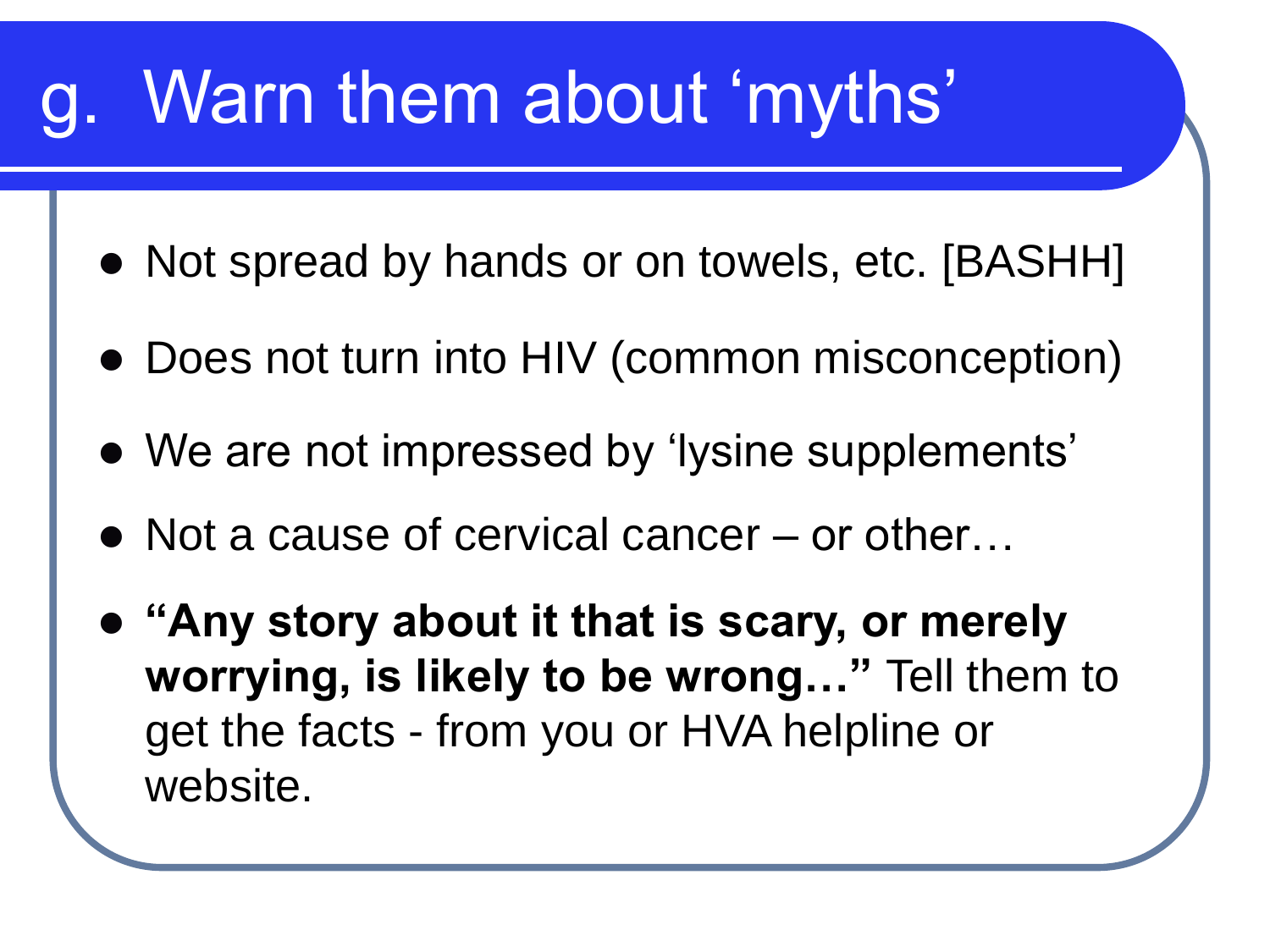# g. Warn them about 'myths'

- Not spread by hands or on towels, etc. [BASHH]
- Does not turn into HIV (common misconception)
- We are not impressed by 'lysine supplements'
- Not a cause of cervical cancer – or other…
- **"Any story about it that is scary, or merely worrying, is likely to be wrong…"** Tell them to get the facts - from you or HVA helpline or website.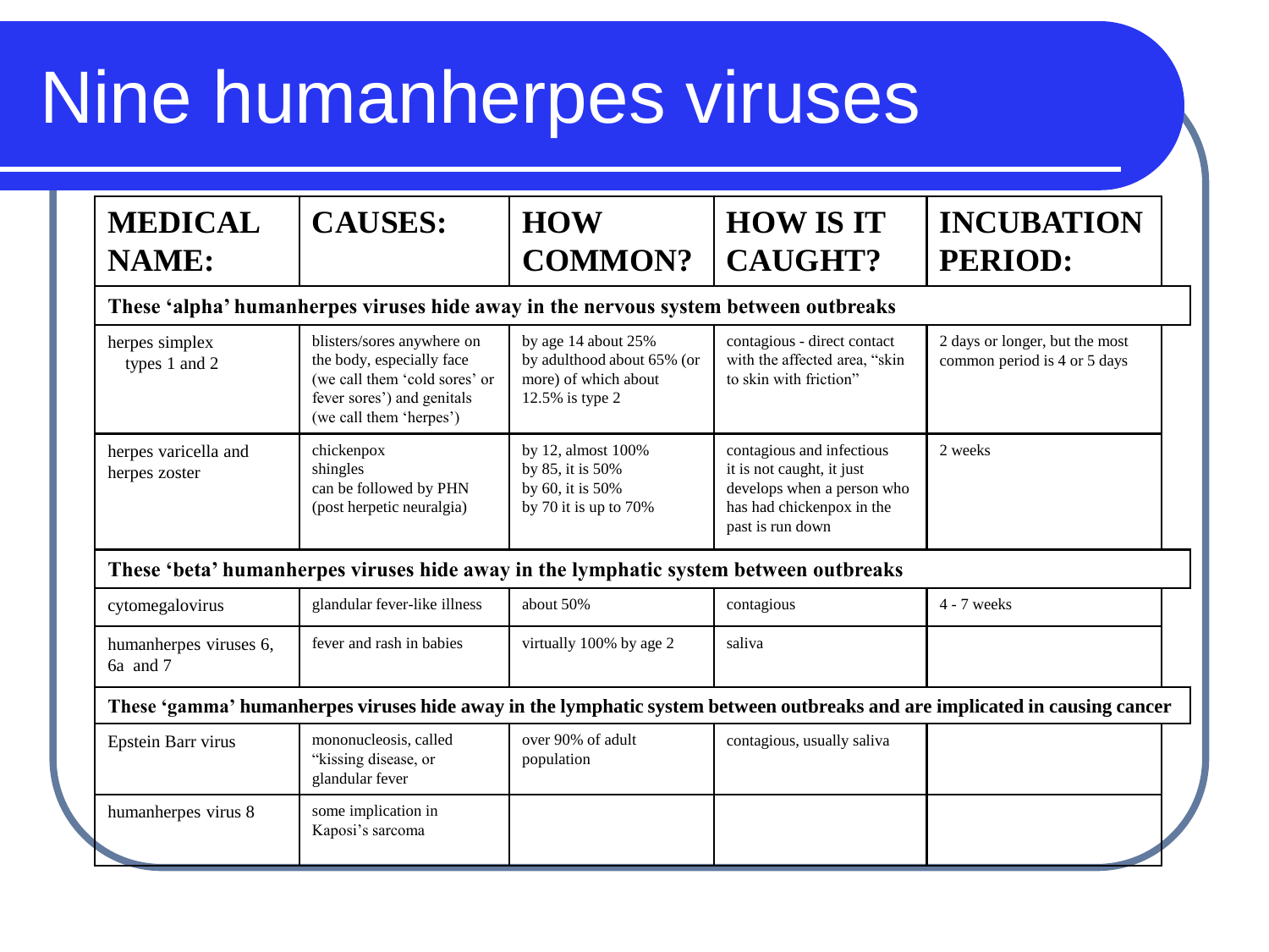# Nine humanherpes viruses

| MEDICAL NAME: | CAUSES: | HOW COMMON? | HOW IS IT CAUGHT? | INCUBATION PERIOD: |
|---|---|---|---|---|
| **These 'alpha' humanherpes viruses hide away in the nervous system between outbreaks** | | | | |
| herpes simplex types 1 and 2 | blisters/sores anywhere on the body, especially face (we call them 'cold sores' or fever sores') and genitals (we call them 'herpes') | by age 14 about 25% by adulthood about 65% (or more) of which about 12.5% is type 2 | contagious - direct contact with the affected area, "skin to skin with friction" | 2 days or longer, but the most common period is 4 or 5 days |
| herpes varicella and herpes zoster | chickenpox shingles can be followed by PHN (post herpetic neuralgia) | by 12, almost 100% by 85, it is 50% by 60, it is 50% by 70 it is up to 70% | contagious and infectious it is not caught, it just develops when a person who has had chickenpox in the past is run down | 2 weeks |
| **These 'beta' humanherpes viruses hide away in the lymphatic system between outbreaks** | | | | |
| cytomegalovirus | glandular fever-like illness | about 50% | contagious | 4 - 7 weeks |
| humanherpes viruses 6, 6a and 7 | fever and rash in babies | virtually 100% by age 2 | saliva | |
| **These 'gamma' humanherpes viruses hide away in the lymphatic system between outbreaks and are implicated in causing cancer** | | | | |
| Epstein Barr virus | mononucleosis, called "kissing disease, or glandular fever | over 90% of adult population | contagious, usually saliva | |
| humanherpes virus 8 | some implication in Kaposi's sarcoma | | | |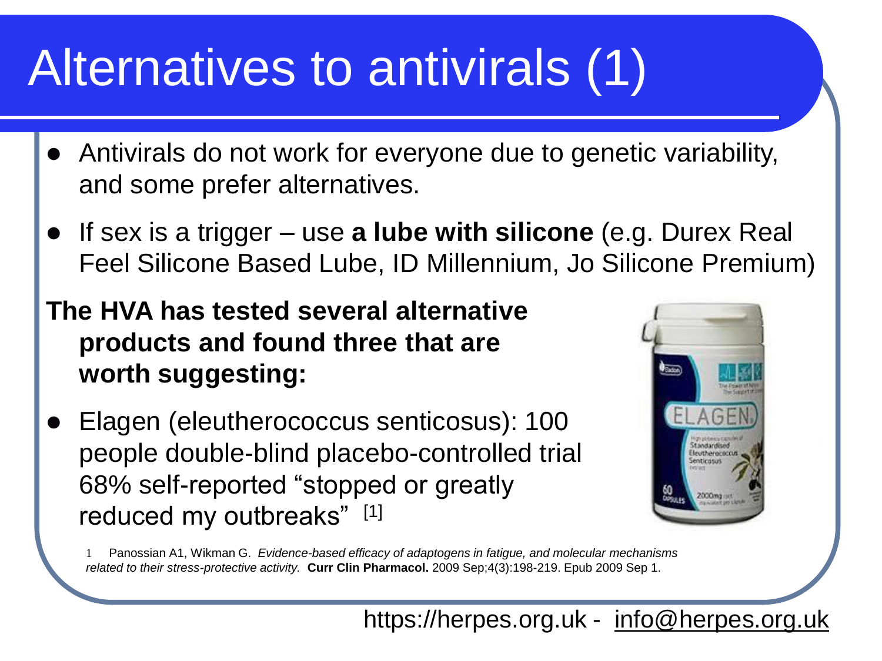# Alternatives to antivirals (1)

- Antivirals do not work for everyone due to genetic variability, and some prefer alternatives.
- If sex is a trigger – use **a lube with silicone** (e.g. Durex Real Feel Silicone Based Lube, ID Millennium, Jo Silicone Premium)

**The HVA has tested several alternative products and found three that are worth suggesting:**

- Elagen (eleutherococcus senticosus): 100 people double-blind placebo-controlled trial 68% self-reported "stopped or greatly reduced my outbreaks" [1]

1 Panossian A1, Wikman G. *Evidence-based efficacy of adaptogens in fatigue, and molecular mechanisms related to their stress-protective activity.* **Curr Clin Pharmacol.** 2009 Sep;4(3):198-219. Epub 2009 Sep 1.

https://herpes.org.uk - info@herpes.org.uk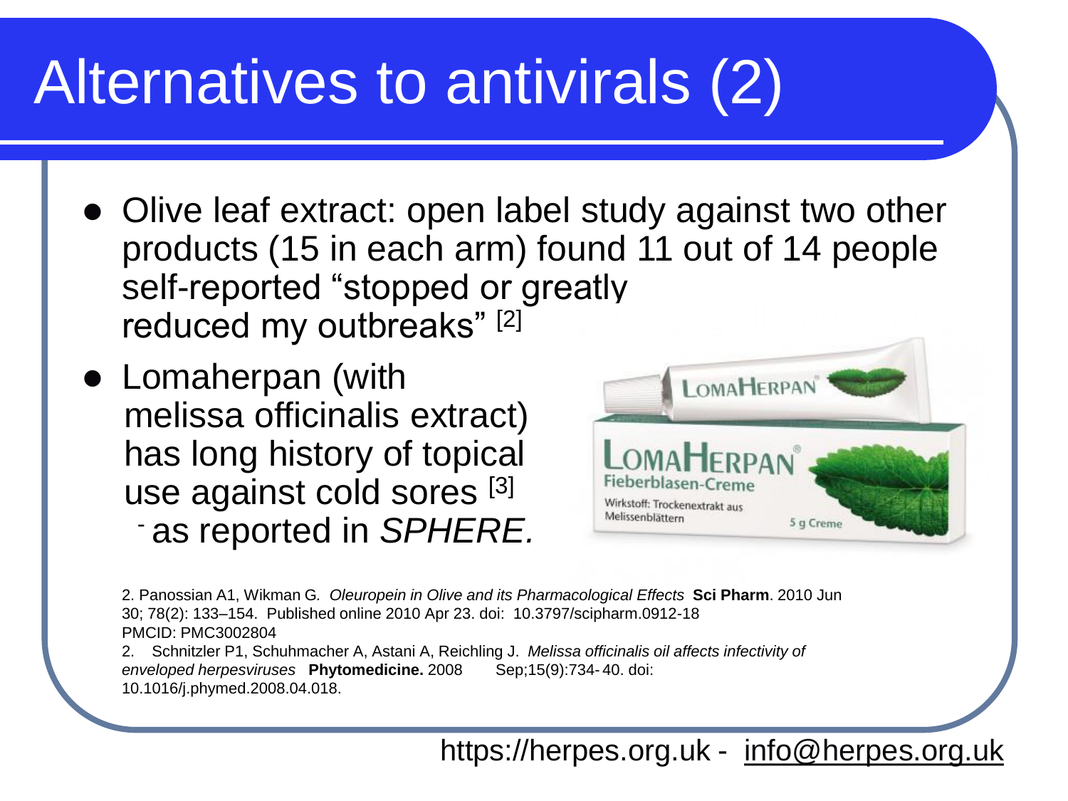# Alternatives to antivirals (2)

- Olive leaf extract: open label study against two other products (15 in each arm) found 11 out of 14 people self-reported "stopped or greatly reduced my outbreaks" [2]
- Lomaherpan (with melissa officinalis extract) has long history of topical use against cold sores [3]
  - as reported in *SPHERE.*

2. Panossian A1, Wikman G. *Oleuropein in Olive and its Pharmacological Effects* **Sci Pharm**. 2010 Jun 30; 78(2): 133–154. Published online 2010 Apr 23. doi: 10.3797/scipharm.0912-18 PMCID: PMC3002804

2. Schnitzler P1, Schuhmacher A, Astani A, Reichling J. *Melissa officinalis oil affects infectivity of enveloped herpesviruses* **Phytomedicine.** 2008 Sep;15(9):734-40. doi: 10.1016/j.phymed.2008.04.018.

https://herpes.org.uk - info@herpes.org.uk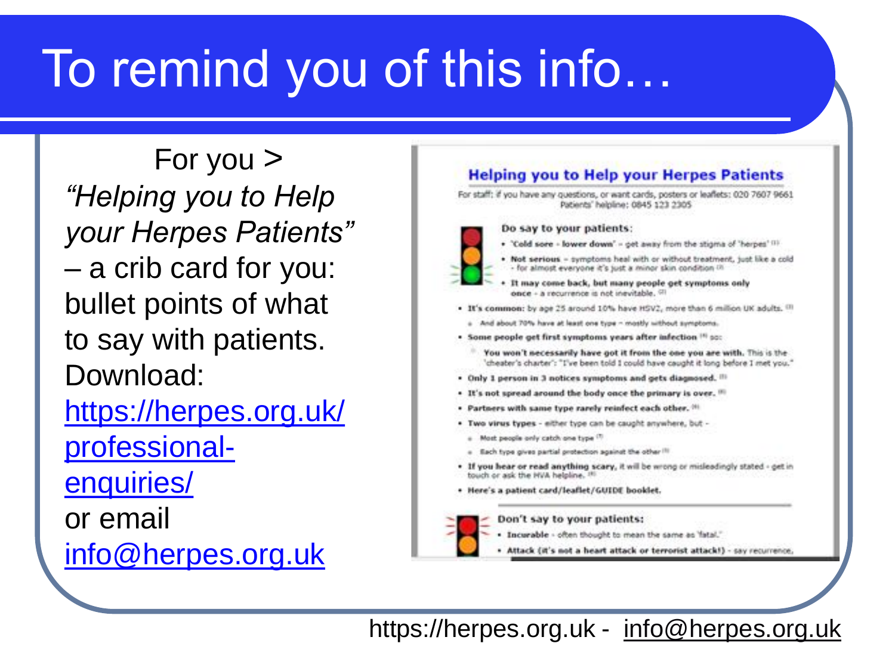# To remind you of this info…

For you >

*"Helping you to Help your Herpes Patients"* – a crib card for you: bullet points of what to say with patients. Download: https://herpes.org.uk/professional-enquiries/ or email info@herpes.org.uk

## Helping you to Help your Herpes Patients

For staff: if you have any questions, or want cards, posters or leaflets: 020 7607 9661
Patients' helpline: 0845 123 2305

**Do say to your patients:**

- **'Cold sore - lower down'** - get away from the stigma of 'herpes' [1]
- **Not serious** - symptoms heal with or without treatment, just like a cold - for almost everyone it's just a minor skin condition [2]
- **It may come back, but many people get symptoms only once** - a recurrence is not inevitable. [2]
- **It's common:** by age 25 around 10% have HSV2, more than 6 million UK adults. [3]
  - And about 70% have at least one type – mostly without symptoms.
- **Some people get first symptoms years after infection** [4] so:
  - **You won't necessarily have got it from the one you are with.** This is the 'cheater's charter': "I've been told I could have caught it long before I met you."
- **Only 1 person in 3 notices symptoms and gets diagnosed.** [5]
- **It's not spread around the body once the primary is over.** [6]
- **Partners with same type rarely reinfect each other.** [6]
- **Two virus types** - either type can be caught anywhere, but -
  - Most people only catch one type [7]
  - Each type gives partial protection against the other [3]
- **If you hear or read anything scary,** it will be wrong or misleadingly stated - get in touch or ask the HVA helpline. [8]
- **Here's a patient card/leaflet/GUIDE booklet.**

**Don't say to your patients:**

- **Incurable** - often thought to mean the same as 'fatal.'
- **Attack (it's not a heart attack or terrorist attack!)** - say recurrence.

https://herpes.org.uk - info@herpes.org.uk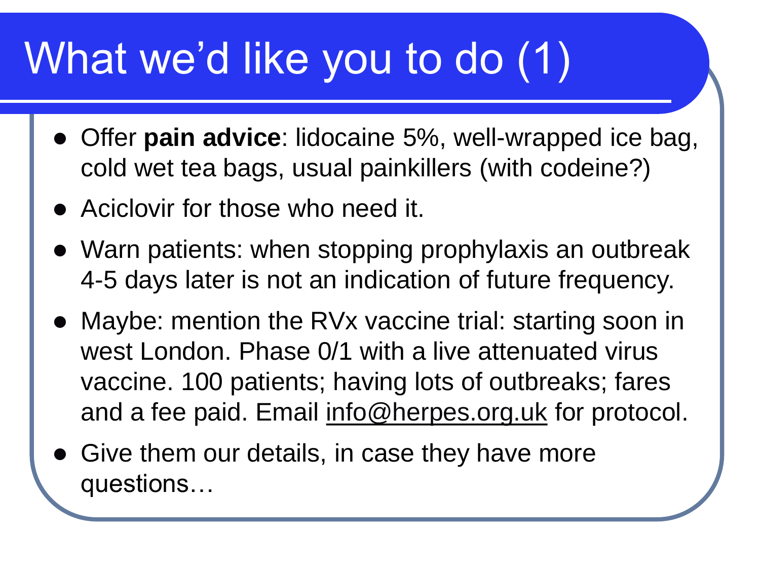# What we'd like you to do (1)

- Offer **pain advice**: lidocaine 5%, well-wrapped ice bag, cold wet tea bags, usual painkillers (with codeine?)
- Aciclovir for those who need it.
- Warn patients: when stopping prophylaxis an outbreak 4-5 days later is not an indication of future frequency.
- Maybe: mention the RVx vaccine trial: starting soon in west London. Phase 0/1 with a live attenuated virus vaccine. 100 patients; having lots of outbreaks; fares and a fee paid. Email info@herpes.org.uk for protocol.
- Give them our details, in case they have more questions…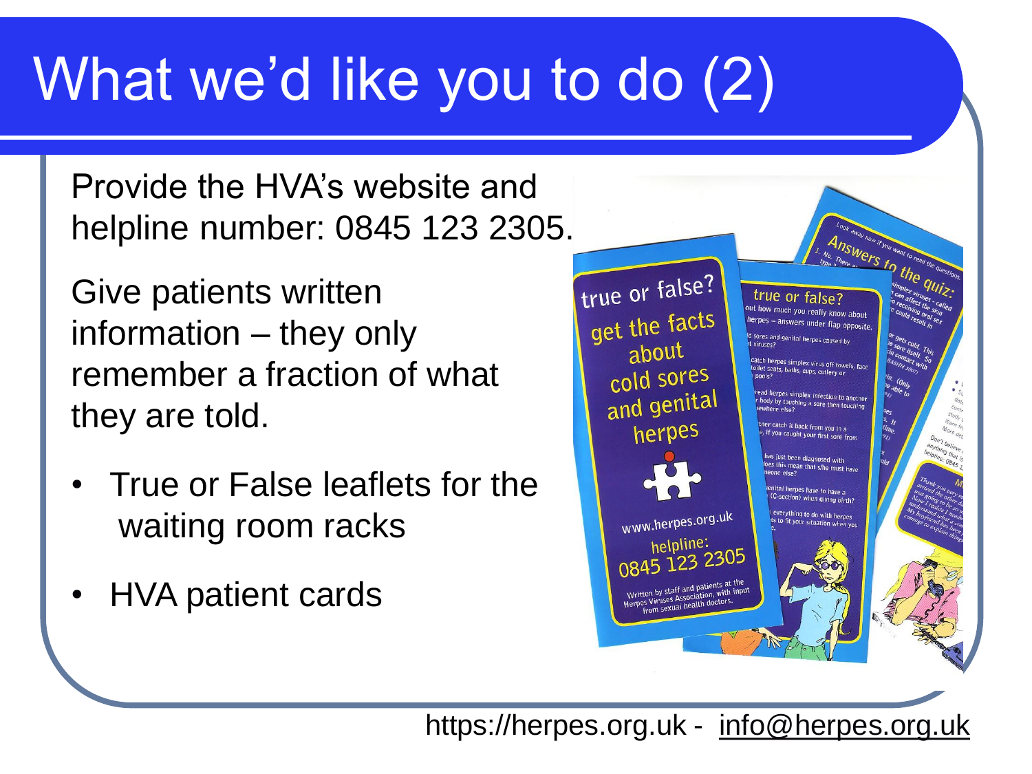# What we'd like you to do (2)

Provide the HVA's website and helpline number: 0845 123 2305.

Give patients written information – they only remember a fraction of what they are told.

- True or False leaflets for the waiting room racks
- HVA patient cards

https://herpes.org.uk - info@herpes.org.uk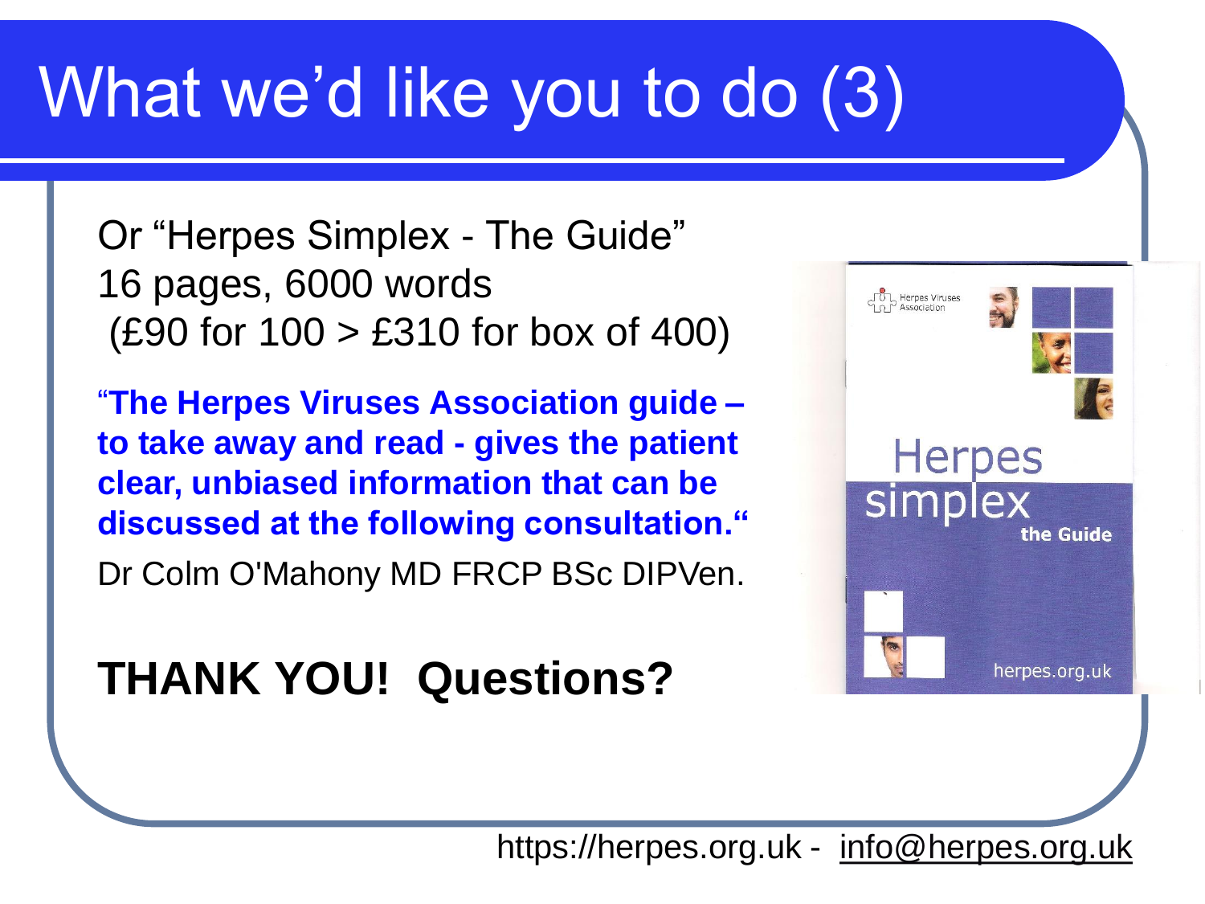# What we'd like you to do (3)

Or "Herpes Simplex - The Guide"
16 pages, 6000 words
(£90 for 100 > £310 for box of 400)

**"The Herpes Viruses Association guide – to take away and read - gives the patient clear, unbiased information that can be discussed at the following consultation."**

Dr Colm O'Mahony MD FRCP BSc DIPVen.

**THANK YOU! Questions?**

https://herpes.org.uk - info@herpes.org.uk